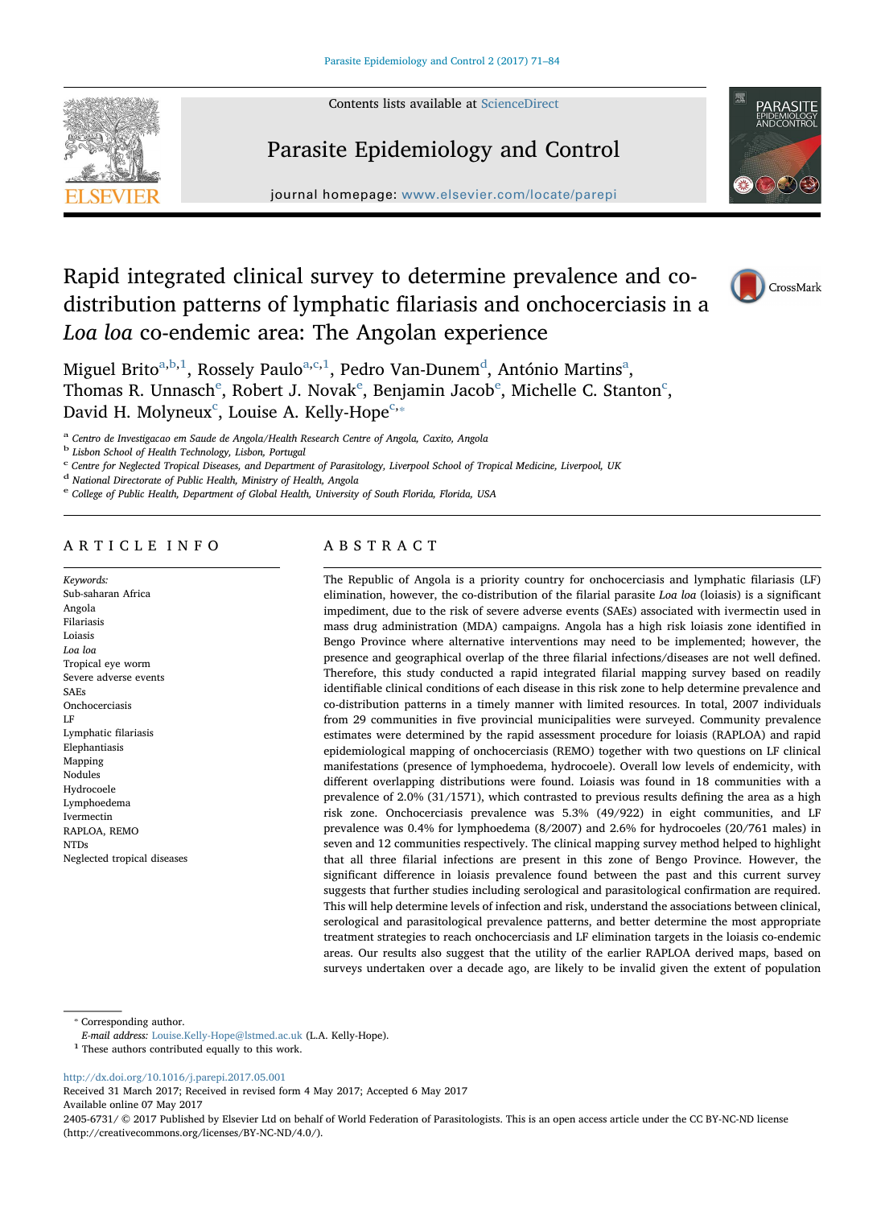# Rapid integrated clinical survey to determine prevalence and co-distribution patterns of lymphatic filariasis and onchocerciasis in a *Loa loa* co-endemic area: The Angolan experience

Miguel Brito[a,b,1], Rossely Paulo[a,c,1], Pedro Van-Dunem[d], António Martins[a], Thomas R. Unnasch[e], Robert J. Novak[e], Benjamin Jacob[e], Michelle C. Stanton[c], David H. Molyneux[c], Louise A. Kelly-Hope[c,*]

[a] Centro de Investigacao em Saude de Angola/Health Research Centre of Angola, Caxito, Angola
[b] Lisbon School of Health Technology, Lisbon, Portugal
[c] Centre for Neglected Tropical Diseases, and Department of Parasitology, Liverpool School of Tropical Medicine, Liverpool, UK
[d] National Directorate of Public Health, Ministry of Health, Angola
[e] College of Public Health, Department of Global Health, University of South Florida, Florida, USA

## ARTICLE INFO

*Keywords:*
Sub-saharan Africa
Angola
Filariasis
Loiasis
*Loa loa*
Tropical eye worm
Severe adverse events
SAEs
Onchocerciasis
LF
Lymphatic filariasis
Elephantiasis
Mapping
Nodules
Hydrocoele
Lymphoedema
Ivermectin
RAPLOA, REMO
NTDs
Neglected tropical diseases

## ABSTRACT

The Republic of Angola is a priority country for onchocerciasis and lymphatic filariasis (LF) elimination, however, the co-distribution of the filarial parasite *Loa loa* (loiasis) is a significant impediment, due to the risk of severe adverse events (SAEs) associated with ivermectin used in mass drug administration (MDA) campaigns. Angola has a high risk loiasis zone identified in Bengo Province where alternative interventions may need to be implemented; however, the presence and geographical overlap of the three filarial infections/diseases are not well defined. Therefore, this study conducted a rapid integrated filarial mapping survey based on readily identifiable clinical conditions of each disease in this risk zone to help determine prevalence and co-distribution patterns in a timely manner with limited resources. In total, 2007 individuals from 29 communities in five provincial municipalities were surveyed. Community prevalence estimates were determined by the rapid assessment procedure for loiasis (RAPLOA) and rapid epidemiological mapping of onchocerciasis (REMO) together with two questions on LF clinical manifestations (presence of lymphoedema, hydrocoele). Overall low levels of endemicity, with different overlapping distributions were found. Loiasis was found in 18 communities with a prevalence of 2.0% (31/1571), which contrasted to previous results defining the area as a high risk zone. Onchocerciasis prevalence was 5.3% (49/922) in eight communities, and LF prevalence was 0.4% for lymphoedema (8/2007) and 2.6% for hydrocoeles (20/761 males) in seven and 12 communities respectively. The clinical mapping survey method helped to highlight that all three filarial infections are present in this zone of Bengo Province. However, the significant difference in loiasis prevalence found between the past and this current survey suggests that further studies including serological and parasitological confirmation are required. This will help determine levels of infection and risk, understand the associations between clinical, serological and parasitological prevalence patterns, and better determine the most appropriate treatment strategies to reach onchocerciasis and LF elimination targets in the loiasis co-endemic areas. Our results also suggest that the utility of the earlier RAPLOA derived maps, based on surveys undertaken over a decade ago, are likely to be invalid given the extent of population

* Corresponding author.
E-mail address: Louise.Kelly-Hope@lstmed.ac.uk (L.A. Kelly-Hope).
[1] These authors contributed equally to this work.

http://dx.doi.org/10.1016/j.parepi.2017.05.001
Received 31 March 2017; Received in revised form 4 May 2017; Accepted 6 May 2017
Available online 07 May 2017
2405-6731/ © 2017 Published by Elsevier Ltd on behalf of World Federation of Parasitologists. This is an open access article under the CC BY-NC-ND license (http://creativecommons.org/licenses/BY-NC-ND/4.0/).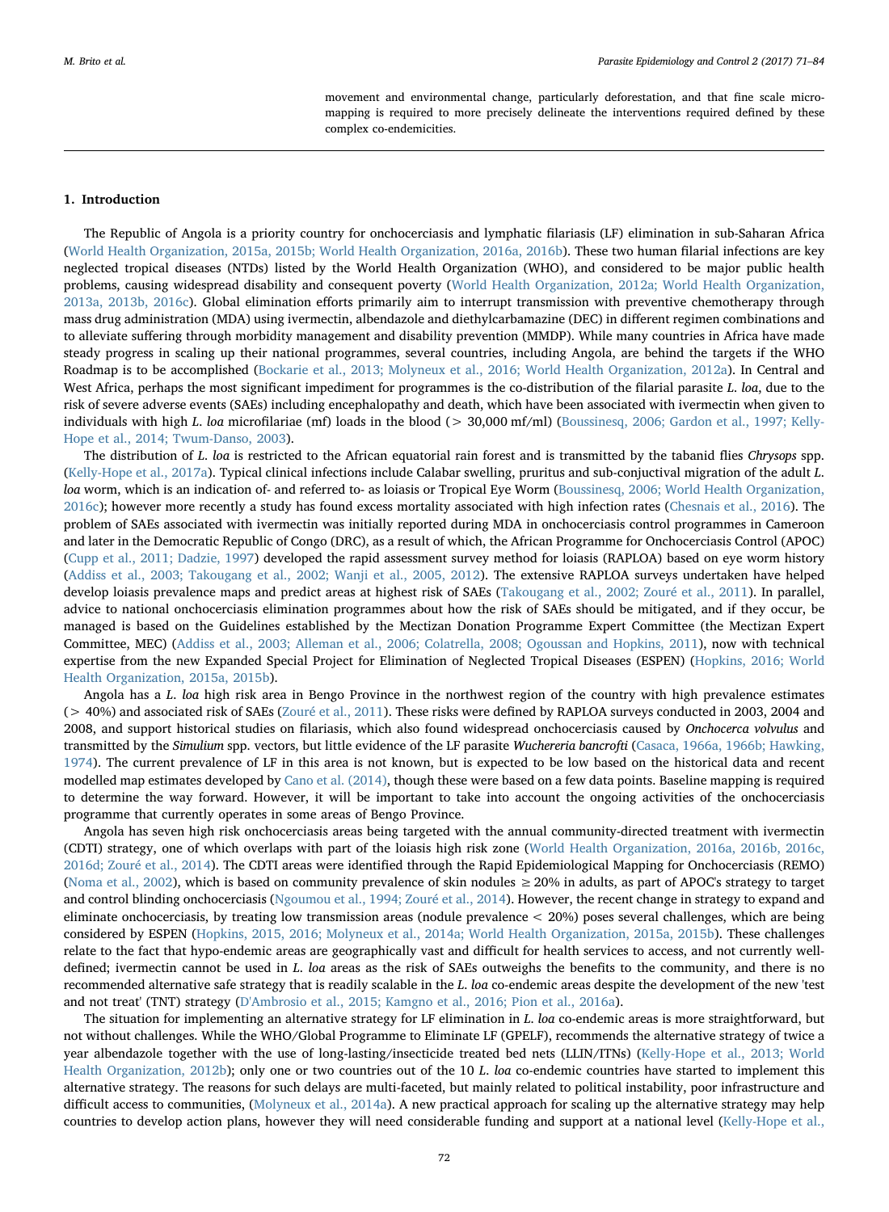movement and environmental change, particularly deforestation, and that fine scale micro-mapping is required to more precisely delineate the interventions required defined by these complex co-endemicities.

## 1. Introduction

The Republic of Angola is a priority country for onchocerciasis and lymphatic filariasis (LF) elimination in sub-Saharan Africa (World Health Organization, 2015a, 2015b; World Health Organization, 2016a, 2016b). These two human filarial infections are key neglected tropical diseases (NTDs) listed by the World Health Organization (WHO), and considered to be major public health problems, causing widespread disability and consequent poverty (World Health Organization, 2012a; World Health Organization, 2013a, 2013b, 2016c). Global elimination efforts primarily aim to interrupt transmission with preventive chemotherapy through mass drug administration (MDA) using ivermectin, albendazole and diethylcarbamazine (DEC) in different regimen combinations and to alleviate suffering through morbidity management and disability prevention (MMDP). While many countries in Africa have made steady progress in scaling up their national programmes, several countries, including Angola, are behind the targets if the WHO Roadmap is to be accomplished (Bockarie et al., 2013; Molyneux et al., 2016; World Health Organization, 2012a). In Central and West Africa, perhaps the most significant impediment for programmes is the co-distribution of the filarial parasite *L. loa*, due to the risk of severe adverse events (SAEs) including encephalopathy and death, which have been associated with ivermectin when given to individuals with high *L. loa* microfilariae (mf) loads in the blood (> 30,000 mf/ml) (Boussinesq, 2006; Gardon et al., 1997; Kelly-Hope et al., 2014; Twum-Danso, 2003).

The distribution of *L. loa* is restricted to the African equatorial rain forest and is transmitted by the tabanid flies *Chrysops* spp. (Kelly-Hope et al., 2017a). Typical clinical infections include Calabar swelling, pruritus and sub-conjuctival migration of the adult *L. loa* worm, which is an indication of- and referred to- as loiasis or Tropical Eye Worm (Boussinesq, 2006; World Health Organization, 2016c); however more recently a study has found excess mortality associated with high infection rates (Chesnais et al., 2016). The problem of SAEs associated with ivermectin was initially reported during MDA in onchocerciasis control programmes in Cameroon and later in the Democratic Republic of Congo (DRC), as a result of which, the African Programme for Onchocerciasis Control (APOC) (Cupp et al., 2011; Dadzie, 1997) developed the rapid assessment survey method for loiasis (RAPLOA) based on eye worm history (Addiss et al., 2003; Takougang et al., 2002; Wanji et al., 2005, 2012). The extensive RAPLOA surveys undertaken have helped develop loiasis prevalence maps and predict areas at highest risk of SAEs (Takougang et al., 2002; Zouré et al., 2011). In parallel, advice to national onchocerciasis elimination programmes about how the risk of SAEs should be mitigated, and if they occur, be managed is based on the Guidelines established by the Mectizan Donation Programme Expert Committee (the Mectizan Expert Committee, MEC) (Addiss et al., 2003; Alleman et al., 2006; Colatrella, 2008; Ogoussan and Hopkins, 2011), now with technical expertise from the new Expanded Special Project for Elimination of Neglected Tropical Diseases (ESPEN) (Hopkins, 2016; World Health Organization, 2015a, 2015b).

Angola has a *L. loa* high risk area in Bengo Province in the northwest region of the country with high prevalence estimates (> 40%) and associated risk of SAEs (Zouré et al., 2011). These risks were defined by RAPLOA surveys conducted in 2003, 2004 and 2008, and support historical studies on filariasis, which also found widespread onchocerciasis caused by *Onchocerca volvulus* and transmitted by the *Simulium* spp. vectors, but little evidence of the LF parasite *Wuchereria bancrofti* (Casaca, 1966a, 1966b; Hawking, 1974). The current prevalence of LF in this area is not known, but is expected to be low based on the historical data and recent modelled map estimates developed by Cano et al. (2014), though these were based on a few data points. Baseline mapping is required to determine the way forward. However, it will be important to take into account the ongoing activities of the onchocerciasis programme that currently operates in some areas of Bengo Province.

Angola has seven high risk onchocerciasis areas being targeted with the annual community-directed treatment with ivermectin (CDTI) strategy, one of which overlaps with part of the loiasis high risk zone (World Health Organization, 2016a, 2016b, 2016c, 2016d; Zouré et al., 2014). The CDTI areas were identified through the Rapid Epidemiological Mapping for Onchocerciasis (REMO) (Noma et al., 2002), which is based on community prevalence of skin nodules ≥ 20% in adults, as part of APOC's strategy to target and control blinding onchocerciasis (Ngoumou et al., 1994; Zouré et al., 2014). However, the recent change in strategy to expand and eliminate onchocerciasis, by treating low transmission areas (nodule prevalence < 20%) poses several challenges, which are being considered by ESPEN (Hopkins, 2015, 2016; Molyneux et al., 2014a; World Health Organization, 2015a, 2015b). These challenges relate to the fact that hypo-endemic areas are geographically vast and difficult for health services to access, and not currently well-defined; ivermectin cannot be used in *L. loa* areas as the risk of SAEs outweighs the benefits to the community, and there is no recommended alternative safe strategy that is readily scalable in the *L. loa* co-endemic areas despite the development of the new 'test and not treat' (TNT) strategy (D'Ambrosio et al., 2015; Kamgno et al., 2016; Pion et al., 2016a).

The situation for implementing an alternative strategy for LF elimination in *L. loa* co-endemic areas is more straightforward, but not without challenges. While the WHO/Global Programme to Eliminate LF (GPELF), recommends the alternative strategy of twice a year albendazole together with the use of long-lasting/insecticide treated bed nets (LLIN/ITNs) (Kelly-Hope et al., 2013; World Health Organization, 2012b); only one or two countries out of the 10 *L. loa* co-endemic countries have started to implement this alternative strategy. The reasons for such delays are multi-faceted, but mainly related to political instability, poor infrastructure and difficult access to communities, (Molyneux et al., 2014a). A new practical approach for scaling up the alternative strategy may help countries to develop action plans, however they will need considerable funding and support at a national level (Kelly-Hope et al.,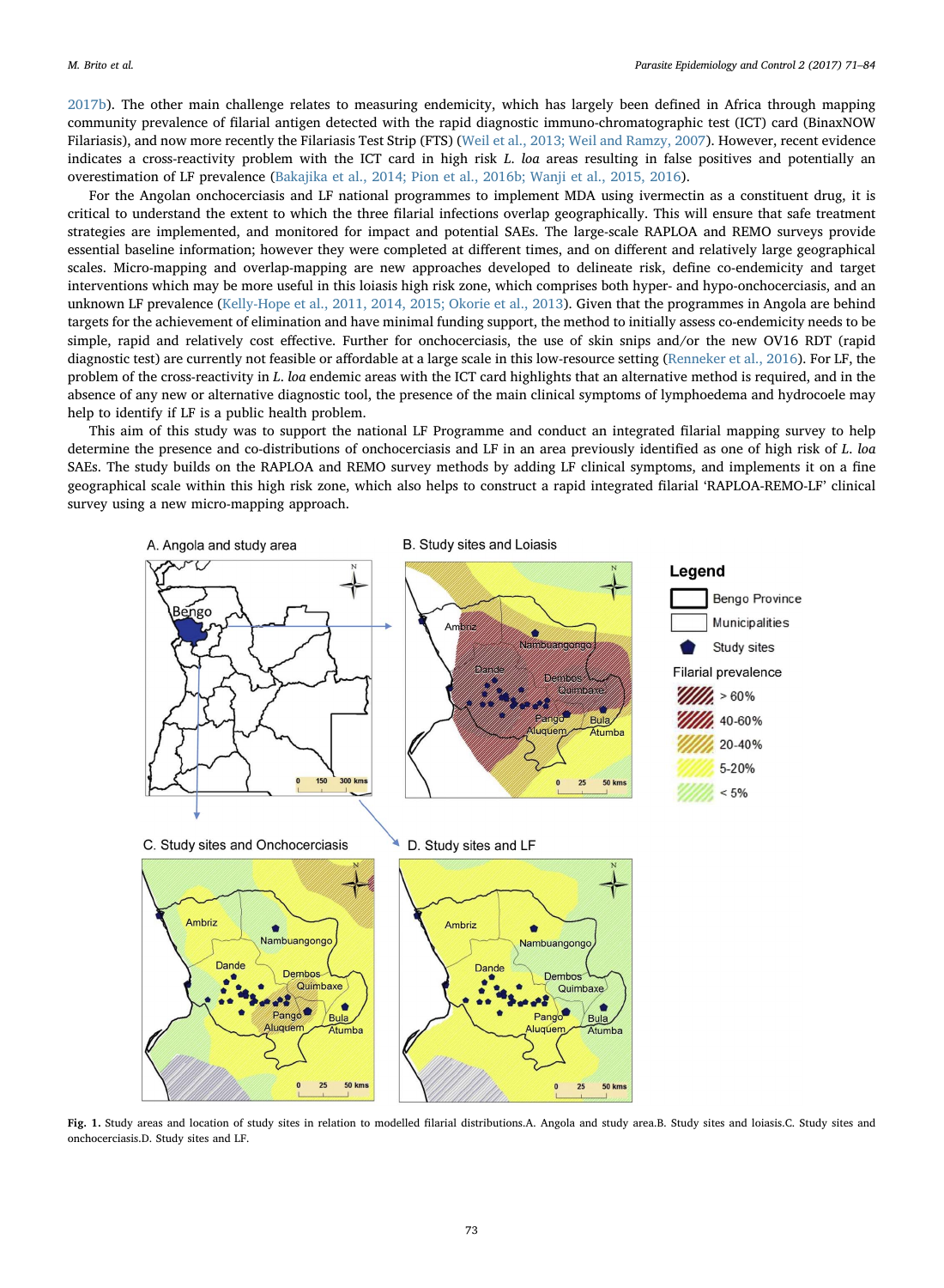2017b). The other main challenge relates to measuring endemicity, which has largely been defined in Africa through mapping community prevalence of filarial antigen detected with the rapid diagnostic immuno-chromatographic test (ICT) card (BinaxNOW Filariasis), and now more recently the Filariasis Test Strip (FTS) (Weil et al., 2013; Weil and Ramzy, 2007). However, recent evidence indicates a cross-reactivity problem with the ICT card in high risk *L. loa* areas resulting in false positives and potentially an overestimation of LF prevalence (Bakajika et al., 2014; Pion et al., 2016b; Wanji et al., 2015, 2016).

For the Angolan onchocerciasis and LF national programmes to implement MDA using ivermectin as a constituent drug, it is critical to understand the extent to which the three filarial infections overlap geographically. This will ensure that safe treatment strategies are implemented, and monitored for impact and potential SAEs. The large-scale RAPLOA and REMO surveys provide essential baseline information; however they were completed at different times, and on different and relatively large geographical scales. Micro-mapping and overlap-mapping are new approaches developed to delineate risk, define co-endemicity and target interventions which may be more useful in this loiasis high risk zone, which comprises both hyper- and hypo-onchocerciasis, and an unknown LF prevalence (Kelly-Hope et al., 2011, 2014, 2015; Okorie et al., 2013). Given that the programmes in Angola are behind targets for the achievement of elimination and have minimal funding support, the method to initially assess co-endemicity needs to be simple, rapid and relatively cost effective. Further for onchocerciasis, the use of skin snips and/or the new OV16 RDT (rapid diagnostic test) are currently not feasible or affordable at a large scale in this low-resource setting (Renneker et al., 2016). For LF, the problem of the cross-reactivity in *L. loa* endemic areas with the ICT card highlights that an alternative method is required, and in the absence of any new or alternative diagnostic tool, the presence of the main clinical symptoms of lymphoedema and hydrocoele may help to identify if LF is a public health problem.

This aim of this study was to support the national LF Programme and conduct an integrated filarial mapping survey to help determine the presence and co-distributions of onchocerciasis and LF in an area previously identified as one of high risk of *L. loa* SAEs. The study builds on the RAPLOA and REMO survey methods by adding LF clinical symptoms, and implements it on a fine geographical scale within this high risk zone, which also helps to construct a rapid integrated filarial 'RAPLOA-REMO-LF' clinical survey using a new micro-mapping approach.

**Fig. 1.** Study areas and location of study sites in relation to modelled filarial distributions.A. Angola and study area.B. Study sites and loiasis.C. Study sites and onchocerciasis.D. Study sites and LF.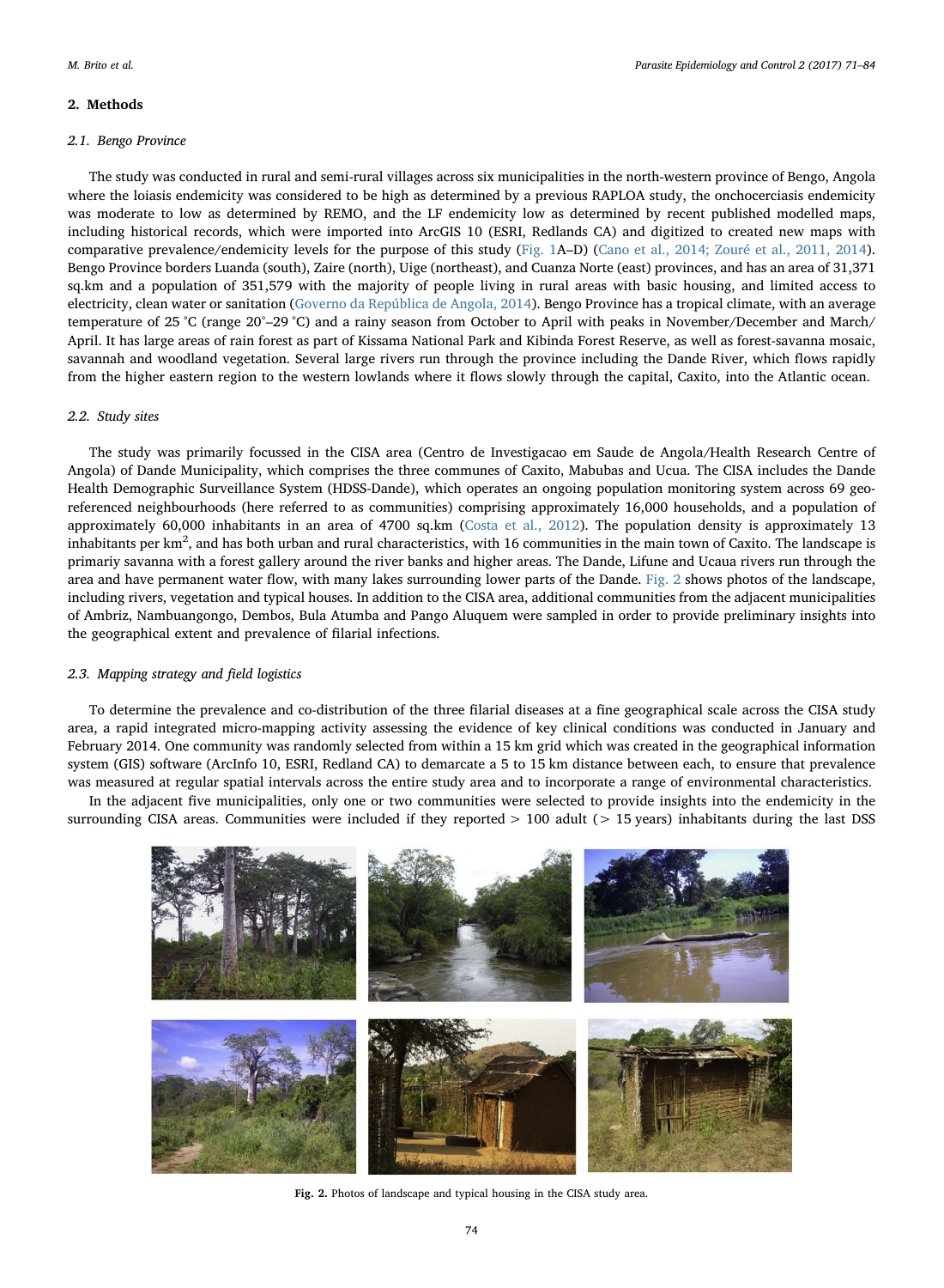## 2. Methods

### 2.1. Bengo Province

The study was conducted in rural and semi-rural villages across six municipalities in the north-western province of Bengo, Angola where the loiasis endemicity was considered to be high as determined by a previous RAPLOA study, the onchocerciasis endemicity was moderate to low as determined by REMO, and the LF endemicity low as determined by recent published modelled maps, including historical records, which were imported into ArcGIS 10 (ESRI, Redlands CA) and digitized to created new maps with comparative prevalence/endemicity levels for the purpose of this study (Fig. 1A–D) (Cano et al., 2014; Zouré et al., 2011, 2014). Bengo Province borders Luanda (south), Zaire (north), Uige (northeast), and Cuanza Norte (east) provinces, and has an area of 31,371 sq.km and a population of 351,579 with the majority of people living in rural areas with basic housing, and limited access to electricity, clean water or sanitation (Governo da República de Angola, 2014). Bengo Province has a tropical climate, with an average temperature of 25 °C (range 20°–29 °C) and a rainy season from October to April with peaks in November/December and March/April. It has large areas of rain forest as part of Kissama National Park and Kibinda Forest Reserve, as well as forest-savanna mosaic, savannah and woodland vegetation. Several large rivers run through the province including the Dande River, which flows rapidly from the higher eastern region to the western lowlands where it flows slowly through the capital, Caxito, into the Atlantic ocean.

### 2.2. Study sites

The study was primarily focussed in the CISA area (Centro de Investigacao em Saude de Angola/Health Research Centre of Angola) of Dande Municipality, which comprises the three communes of Caxito, Mabubas and Ucua. The CISA includes the Dande Health Demographic Surveillance System (HDSS-Dande), which operates an ongoing population monitoring system across 69 geo-referenced neighbourhoods (here referred to as communities) comprising approximately 16,000 households, and a population of approximately 60,000 inhabitants in an area of 4700 sq.km (Costa et al., 2012). The population density is approximately 13 inhabitants per km$^2$, and has both urban and rural characteristics, with 16 communities in the main town of Caxito. The landscape is primariy savanna with a forest gallery around the river banks and higher areas. The Dande, Lifune and Ucaua rivers run through the area and have permanent water flow, with many lakes surrounding lower parts of the Dande. Fig. 2 shows photos of the landscape, including rivers, vegetation and typical houses. In addition to the CISA area, additional communities from the adjacent municipalities of Ambriz, Nambuangongo, Dembos, Bula Atumba and Pango Aluquem were sampled in order to provide preliminary insights into the geographical extent and prevalence of filarial infections.

### 2.3. Mapping strategy and field logistics

To determine the prevalence and co-distribution of the three filarial diseases at a fine geographical scale across the CISA study area, a rapid integrated micro-mapping activity assessing the evidence of key clinical conditions was conducted in January and February 2014. One community was randomly selected from within a 15 km grid which was created in the geographical information system (GIS) software (ArcInfo 10, ESRI, Redland CA) to demarcate a 5 to 15 km distance between each, to ensure that prevalence was measured at regular spatial intervals across the entire study area and to incorporate a range of environmental characteristics.

In the adjacent five municipalities, only one or two communities were selected to provide insights into the endemicity in the surrounding CISA areas. Communities were included if they reported > 100 adult (> 15 years) inhabitants during the last DSS

**Fig. 2.** Photos of landscape and typical housing in the CISA study area.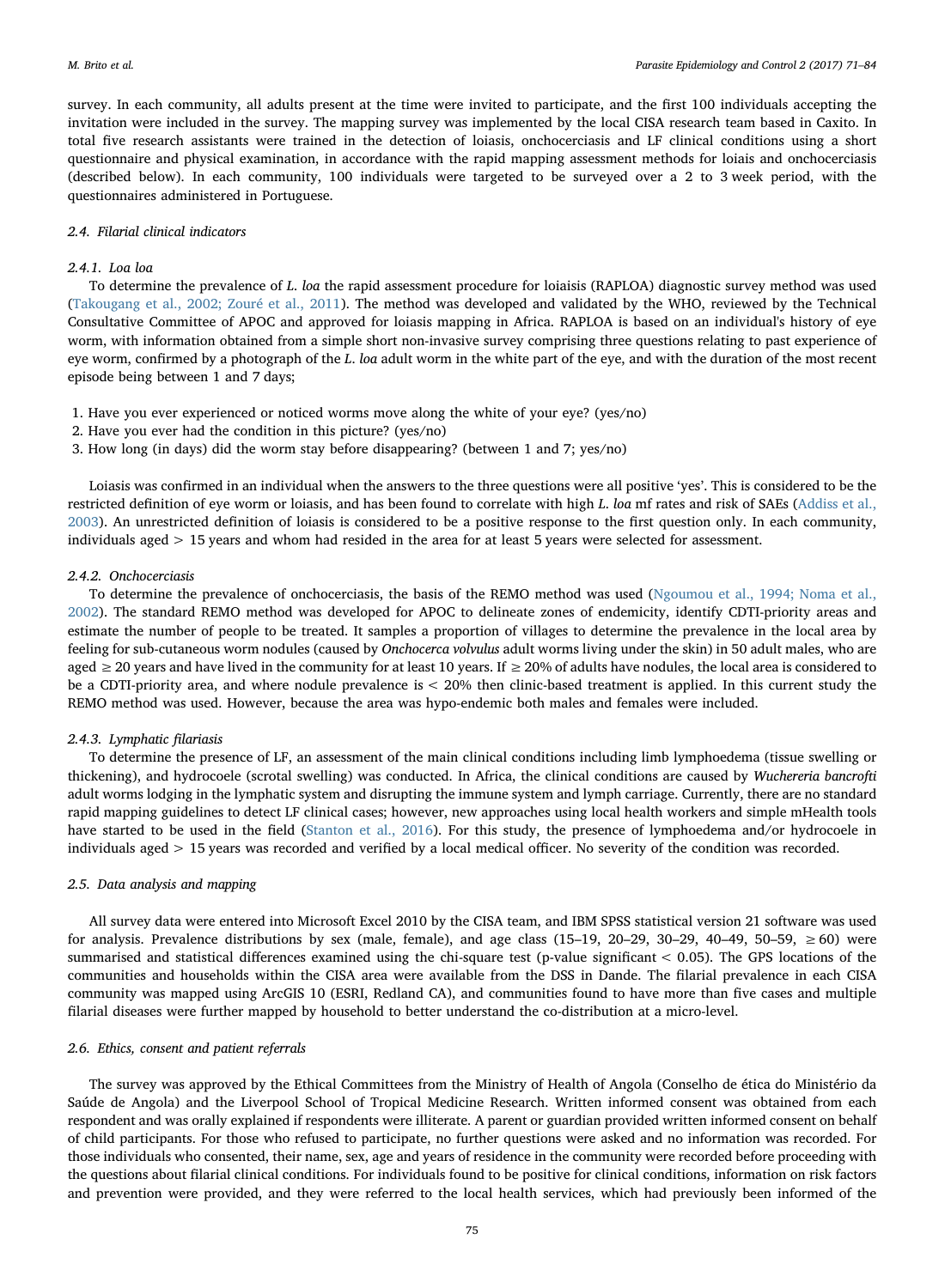survey. In each community, all adults present at the time were invited to participate, and the first 100 individuals accepting the invitation were included in the survey. The mapping survey was implemented by the local CISA research team based in Caxito. In total five research assistants were trained in the detection of loiasis, onchocerciasis and LF clinical conditions using a short questionnaire and physical examination, in accordance with the rapid mapping assessment methods for loiais and onchocerciasis (described below). In each community, 100 individuals were targeted to be surveyed over a 2 to 3 week period, with the questionnaires administered in Portuguese.

### 2.4. Filarial clinical indicators

#### 2.4.1. Loa loa

To determine the prevalence of *L. loa* the rapid assessment procedure for loiaisis (RAPLOA) diagnostic survey method was used (Takougang et al., 2002; Zouré et al., 2011). The method was developed and validated by the WHO, reviewed by the Technical Consultative Committee of APOC and approved for loiasis mapping in Africa. RAPLOA is based on an individual's history of eye worm, with information obtained from a simple short non-invasive survey comprising three questions relating to past experience of eye worm, confirmed by a photograph of the *L. loa* adult worm in the white part of the eye, and with the duration of the most recent episode being between 1 and 7 days;

1. Have you ever experienced or noticed worms move along the white of your eye? (yes/no)
2. Have you ever had the condition in this picture? (yes/no)
3. How long (in days) did the worm stay before disappearing? (between 1 and 7; yes/no)

Loiasis was confirmed in an individual when the answers to the three questions were all positive 'yes'. This is considered to be the restricted definition of eye worm or loiasis, and has been found to correlate with high *L. loa* mf rates and risk of SAEs (Addiss et al., 2003). An unrestricted definition of loiasis is considered to be a positive response to the first question only. In each community, individuals aged > 15 years and whom had resided in the area for at least 5 years were selected for assessment.

#### 2.4.2. Onchocerciasis

To determine the prevalence of onchocerciasis, the basis of the REMO method was used (Ngoumou et al., 1994; Noma et al., 2002). The standard REMO method was developed for APOC to delineate zones of endemicity, identify CDTI-priority areas and estimate the number of people to be treated. It samples a proportion of villages to determine the prevalence in the local area by feeling for sub-cutaneous worm nodules (caused by *Onchocerca volvulus* adult worms living under the skin) in 50 adult males, who are aged ≥ 20 years and have lived in the community for at least 10 years. If ≥ 20% of adults have nodules, the local area is considered to be a CDTI-priority area, and where nodule prevalence is < 20% then clinic-based treatment is applied. In this current study the REMO method was used. However, because the area was hypo-endemic both males and females were included.

#### 2.4.3. Lymphatic filariasis

To determine the presence of LF, an assessment of the main clinical conditions including limb lymphoedema (tissue swelling or thickening), and hydrocoele (scrotal swelling) was conducted. In Africa, the clinical conditions are caused by *Wuchereria bancrofti* adult worms lodging in the lymphatic system and disrupting the immune system and lymph carriage. Currently, there are no standard rapid mapping guidelines to detect LF clinical cases; however, new approaches using local health workers and simple mHealth tools have started to be used in the field (Stanton et al., 2016). For this study, the presence of lymphoedema and/or hydrocoele in individuals aged > 15 years was recorded and verified by a local medical officer. No severity of the condition was recorded.

### 2.5. Data analysis and mapping

All survey data were entered into Microsoft Excel 2010 by the CISA team, and IBM SPSS statistical version 21 software was used for analysis. Prevalence distributions by sex (male, female), and age class (15–19, 20–29, 30–29, 40–49, 50–59, ≥ 60) were summarised and statistical differences examined using the chi-square test (p-value significant < 0.05). The GPS locations of the communities and households within the CISA area were available from the DSS in Dande. The filarial prevalence in each CISA community was mapped using ArcGIS 10 (ESRI, Redland CA), and communities found to have more than five cases and multiple filarial diseases were further mapped by household to better understand the co-distribution at a micro-level.

### 2.6. Ethics, consent and patient referrals

The survey was approved by the Ethical Committees from the Ministry of Health of Angola (Conselho de ética do Ministério da Saúde de Angola) and the Liverpool School of Tropical Medicine Research. Written informed consent was obtained from each respondent and was orally explained if respondents were illiterate. A parent or guardian provided written informed consent on behalf of child participants. For those who refused to participate, no further questions were asked and no information was recorded. For those individuals who consented, their name, sex, age and years of residence in the community were recorded before proceeding with the questions about filarial clinical conditions. For individuals found to be positive for clinical conditions, information on risk factors and prevention were provided, and they were referred to the local health services, which had previously been informed of the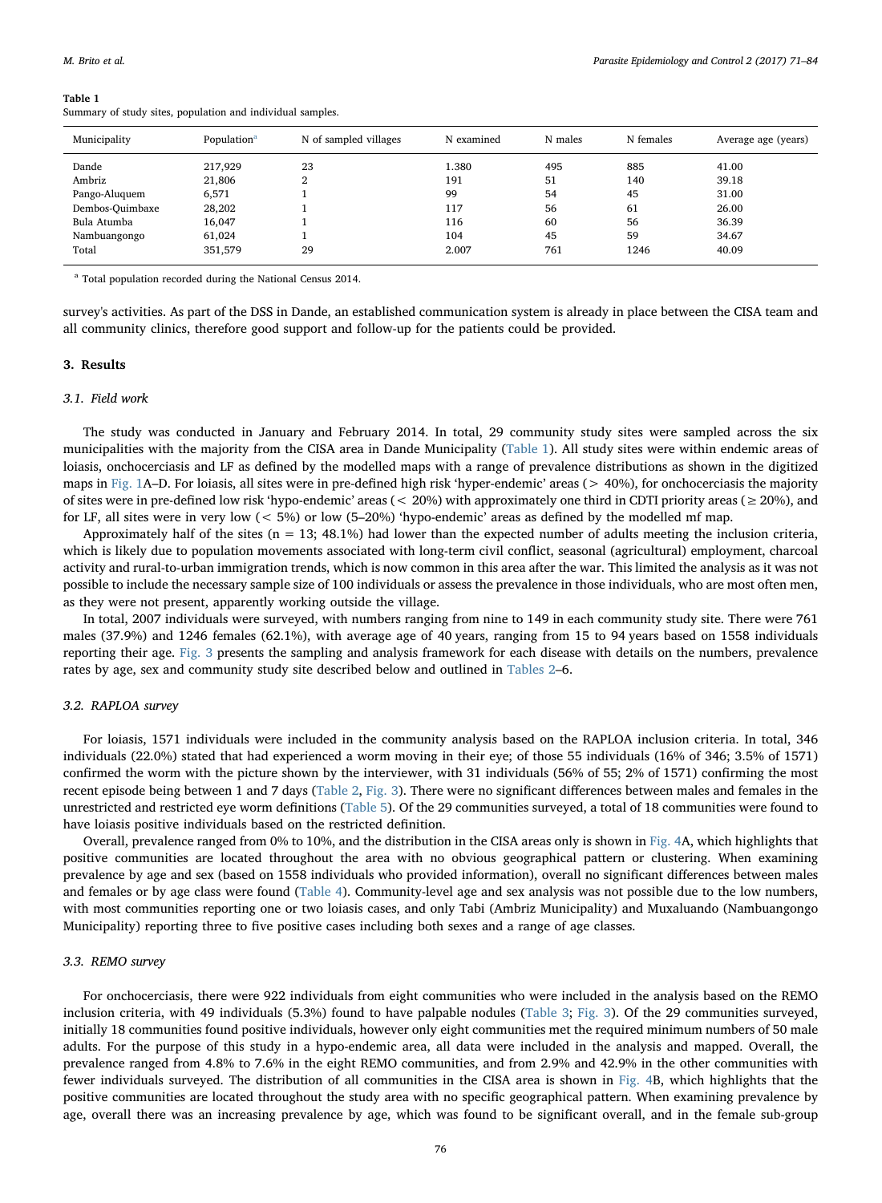**Table 1**
Summary of study sites, population and individual samples.

| Municipality | Population[a] | N of sampled villages | N examined | N males | N females | Average age (years) |
|---|---|---|---|---|---|---|
| Dande | 217,929 | 23 | 1.380 | 495 | 885 | 41.00 |
| Ambriz | 21,806 | 2 | 191 | 51 | 140 | 39.18 |
| Pango-Aluquem | 6,571 | 1 | 99 | 54 | 45 | 31.00 |
| Dembos-Quimbaxe | 28,202 | 1 | 117 | 56 | 61 | 26.00 |
| Bula Atumba | 16,047 | 1 | 116 | 60 | 56 | 36.39 |
| Nambuangongo | 61,024 | 1 | 104 | 45 | 59 | 34.67 |
| Total | 351,579 | 29 | 2.007 | 761 | 1246 | 40.09 |

[a] Total population recorded during the National Census 2014.

survey's activities. As part of the DSS in Dande, an established communication system is already in place between the CISA team and all community clinics, therefore good support and follow-up for the patients could be provided.

## 3. Results

### 3.1. Field work

The study was conducted in January and February 2014. In total, 29 community study sites were sampled across the six municipalities with the majority from the CISA area in Dande Municipality (Table 1). All study sites were within endemic areas of loiasis, onchocerciasis and LF as defined by the modelled maps with a range of prevalence distributions as shown in the digitized maps in Fig. 1A–D. For loiasis, all sites were in pre-defined high risk 'hyper-endemic' areas (> 40%), for onchocerciasis the majority of sites were in pre-defined low risk 'hypo-endemic' areas (< 20%) with approximately one third in CDTI priority areas (≥ 20%), and for LF, all sites were in very low (< 5%) or low (5–20%) 'hypo-endemic' areas as defined by the modelled mf map.

Approximately half of the sites (n = 13; 48.1%) had lower than the expected number of adults meeting the inclusion criteria, which is likely due to population movements associated with long-term civil conflict, seasonal (agricultural) employment, charcoal activity and rural-to-urban immigration trends, which is now common in this area after the war. This limited the analysis as it was not possible to include the necessary sample size of 100 individuals or assess the prevalence in those individuals, who are most often men, as they were not present, apparently working outside the village.

In total, 2007 individuals were surveyed, with numbers ranging from nine to 149 in each community study site. There were 761 males (37.9%) and 1246 females (62.1%), with average age of 40 years, ranging from 15 to 94 years based on 1558 individuals reporting their age. Fig. 3 presents the sampling and analysis framework for each disease with details on the numbers, prevalence rates by age, sex and community study site described below and outlined in Tables 2–6.

### 3.2. RAPLOA survey

For loiasis, 1571 individuals were included in the community analysis based on the RAPLOA inclusion criteria. In total, 346 individuals (22.0%) stated that had experienced a worm moving in their eye; of those 55 individuals (16% of 346; 3.5% of 1571) confirmed the worm with the picture shown by the interviewer, with 31 individuals (56% of 55; 2% of 1571) confirming the most recent episode being between 1 and 7 days (Table 2, Fig. 3). There were no significant differences between males and females in the unrestricted and restricted eye worm definitions (Table 5). Of the 29 communities surveyed, a total of 18 communities were found to have loiasis positive individuals based on the restricted definition.

Overall, prevalence ranged from 0% to 10%, and the distribution in the CISA areas only is shown in Fig. 4A, which highlights that positive communities are located throughout the area with no obvious geographical pattern or clustering. When examining prevalence by age and sex (based on 1558 individuals who provided information), overall no significant differences between males and females or by age class were found (Table 4). Community-level age and sex analysis was not possible due to the low numbers, with most communities reporting one or two loiasis cases, and only Tabi (Ambriz Municipality) and Muxaluando (Nambuangongo Municipality) reporting three to five positive cases including both sexes and a range of age classes.

### 3.3. REMO survey

For onchocerciasis, there were 922 individuals from eight communities who were included in the analysis based on the REMO inclusion criteria, with 49 individuals (5.3%) found to have palpable nodules (Table 3; Fig. 3). Of the 29 communities surveyed, initially 18 communities found positive individuals, however only eight communities met the required minimum numbers of 50 male adults. For the purpose of this study in a hypo-endemic area, all data were included in the analysis and mapped. Overall, the prevalence ranged from 4.8% to 7.6% in the eight REMO communities, and from 2.9% and 42.9% in the other communities with fewer individuals surveyed. The distribution of all communities in the CISA area is shown in Fig. 4B, which highlights that the positive communities are located throughout the study area with no specific geographical pattern. When examining prevalence by age, overall there was an increasing prevalence by age, which was found to be significant overall, and in the female sub-group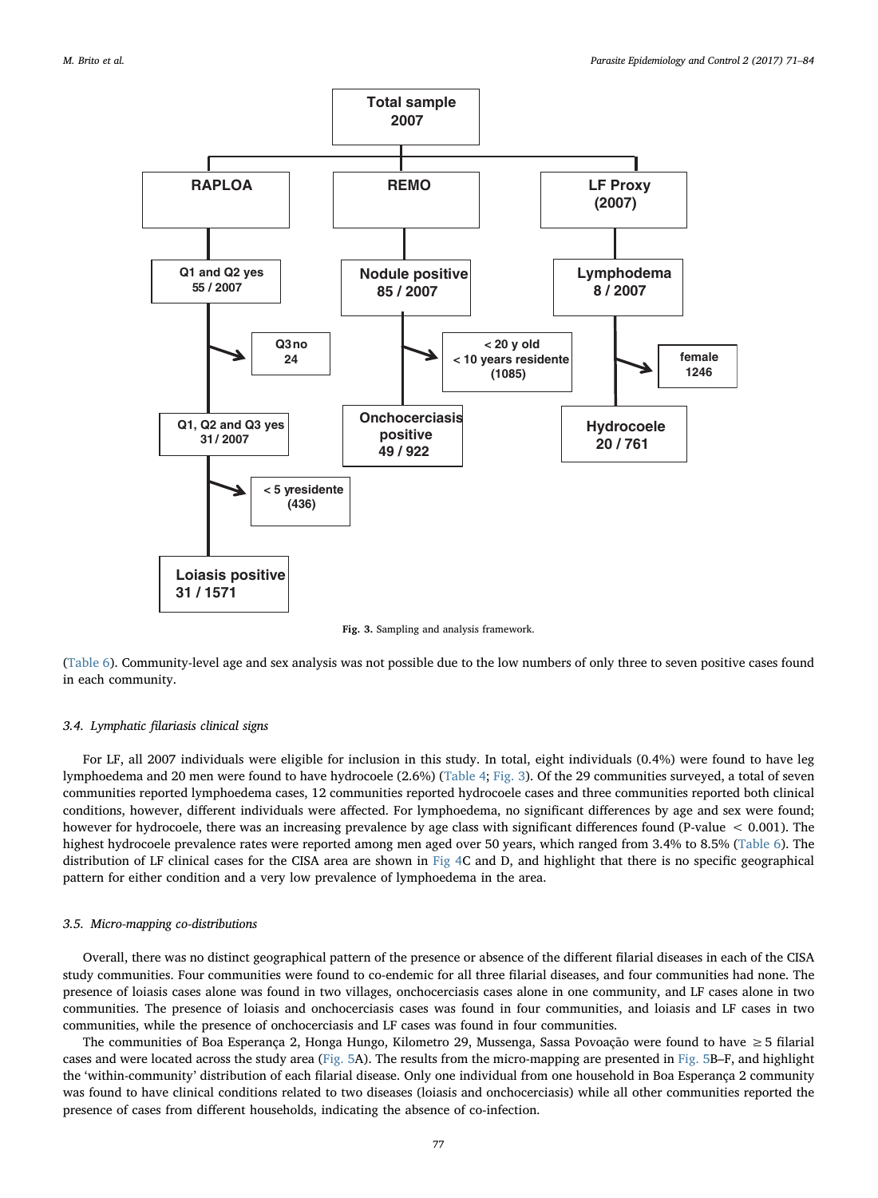Fig. 3. Sampling and analysis framework.

(Table 6). Community-level age and sex analysis was not possible due to the low numbers of only three to seven positive cases found in each community.

### 3.4. Lymphatic filariasis clinical signs

For LF, all 2007 individuals were eligible for inclusion in this study. In total, eight individuals (0.4%) were found to have leg lymphoedema and 20 men were found to have hydrocoele (2.6%) (Table 4; Fig. 3). Of the 29 communities surveyed, a total of seven communities reported lymphoedema cases, 12 communities reported hydrocoele cases and three communities reported both clinical conditions, however, different individuals were affected. For lymphoedema, no significant differences by age and sex were found; however for hydrocoele, there was an increasing prevalence by age class with significant differences found (P-value $< 0.001$). The highest hydrocoele prevalence rates were reported among men aged over 50 years, which ranged from 3.4% to 8.5% (Table 6). The distribution of LF clinical cases for the CISA area are shown in Fig 4C and D, and highlight that there is no specific geographical pattern for either condition and a very low prevalence of lymphoedema in the area.

### 3.5. Micro-mapping co-distributions

Overall, there was no distinct geographical pattern of the presence or absence of the different filarial diseases in each of the CISA study communities. Four communities were found to co-endemic for all three filarial diseases, and four communities had none. The presence of loiasis cases alone was found in two villages, onchocerciasis cases alone in one community, and LF cases alone in two communities. The presence of loiasis and onchocerciasis cases was found in four communities, and loiasis and LF cases in two communities, while the presence of onchocerciasis and LF cases was found in four communities.

The communities of Boa Esperança 2, Honga Hungo, Kilometro 29, Mussenga, Sassa Povoação were found to have $\geq 5$ filarial cases and were located across the study area (Fig. 5A). The results from the micro-mapping are presented in Fig. 5B–F, and highlight the 'within-community' distribution of each filarial disease. Only one individual from one household in Boa Esperança 2 community was found to have clinical conditions related to two diseases (loiasis and onchocerciasis) while all other communities reported the presence of cases from different households, indicating the absence of co-infection.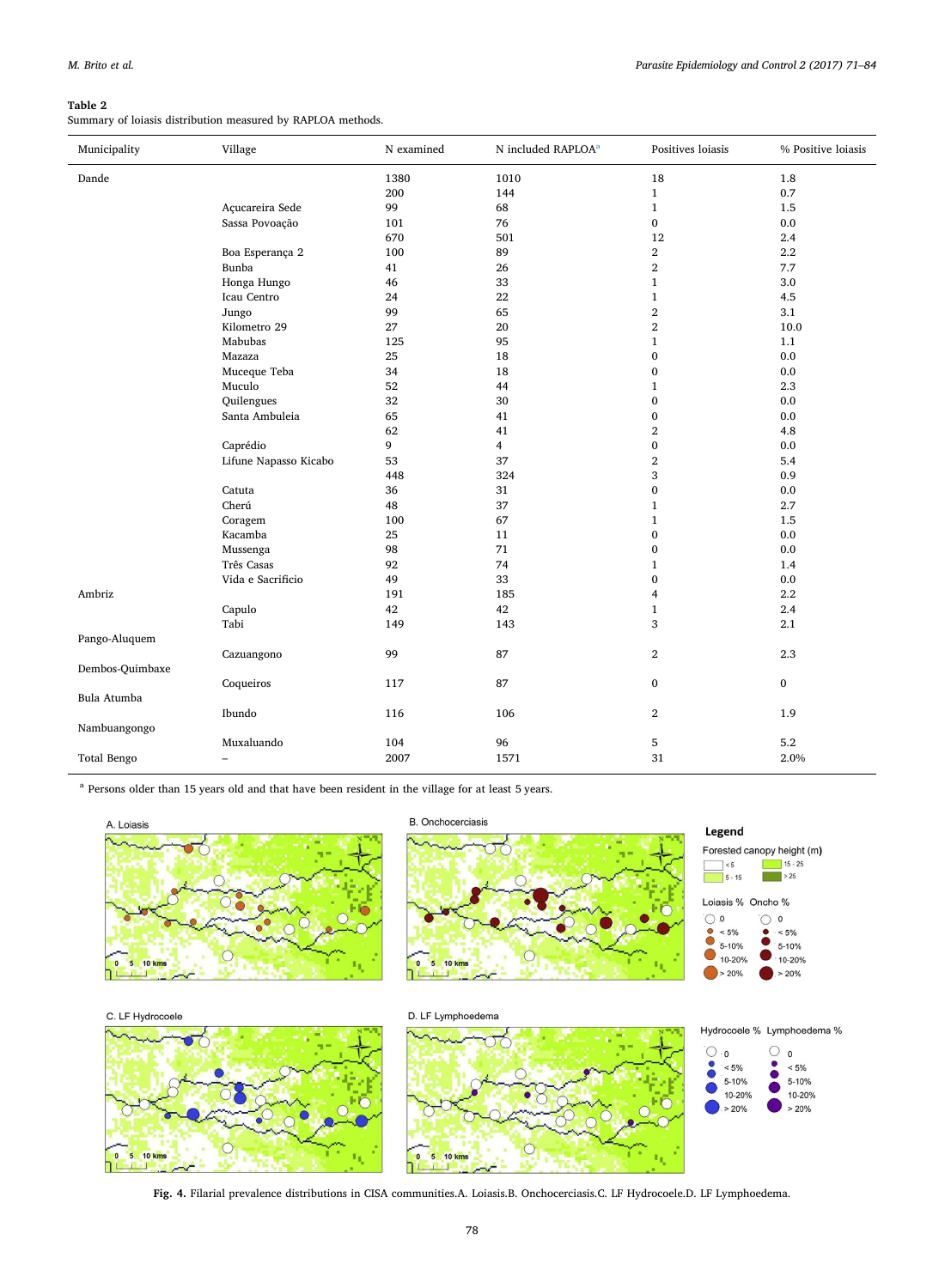**Table 2**
Summary of loiasis distribution measured by RAPLOA methods.

| Municipality | Village | N examined | N included RAPLOA[a] | Positives loiasis | % Positive loiasis |
|---|---|---|---|---|---|
| Dande | | 1380 | 1010 | 18 | 1.8 |
| | | 200 | 144 | 1 | 0.7 |
| | Açucareira Sede | 99 | 68 | 1 | 1.5 |
| | Sassa Povoação | 101 | 76 | 0 | 0.0 |
| | | 670 | 501 | 12 | 2.4 |
| | Boa Esperança 2 | 100 | 89 | 2 | 2.2 |
| | Bunba | 41 | 26 | 2 | 7.7 |
| | Honga Hungo | 46 | 33 | 1 | 3.0 |
| | Icau Centro | 24 | 22 | 1 | 4.5 |
| | Jungo | 99 | 65 | 2 | 3.1 |
| | Kilometro 29 | 27 | 20 | 2 | 10.0 |
| | Mabubas | 125 | 95 | 1 | 1.1 |
| | Mazaza | 25 | 18 | 0 | 0.0 |
| | Muceque Teba | 34 | 18 | 0 | 0.0 |
| | Muculo | 52 | 44 | 1 | 2.3 |
| | Quilengues | 32 | 30 | 0 | 0.0 |
| | Santa Ambuleia | 65 | 41 | 0 | 0.0 |
| | | 62 | 41 | 2 | 4.8 |
| | Caprédio | 9 | 4 | 0 | 0.0 |
| | Lifune Napasso Kicabo | 53 | 37 | 2 | 5.4 |
| | | 448 | 324 | 3 | 0.9 |
| | Catuta | 36 | 31 | 0 | 0.0 |
| | Cherú | 48 | 37 | 1 | 2.7 |
| | Coragem | 100 | 67 | 1 | 1.5 |
| | Kacamba | 25 | 11 | 0 | 0.0 |
| | Mussenga | 98 | 71 | 0 | 0.0 |
| | Três Casas | 92 | 74 | 1 | 1.4 |
| | Vida e Sacrificio | 49 | 33 | 0 | 0.0 |
| Ambriz | | 191 | 185 | 4 | 2.2 |
| | Capulo | 42 | 42 | 1 | 2.4 |
| | Tabi | 149 | 143 | 3 | 2.1 |
| Pango-Aluquem | | | | | |
| | Cazuangono | 99 | 87 | 2 | 2.3 |
| Dembos-Quimbaxe | | | | | |
| | Coqueiros | 117 | 87 | 0 | 0 |
| Bula Atumba | | | | | |
| | Ibundo | 116 | 106 | 2 | 1.9 |
| Nambuangongo | | | | | |
| | Muxaluando | 104 | 96 | 5 | 5.2 |
| Total Bengo | – | 2007 | 1571 | 31 | 2.0% |

[a] Persons older than 15 years old and that have been resident in the village for at least 5 years.

**Fig. 4.** Filarial prevalence distributions in CISA communities.A. Loiasis.B. Onchocerciasis.C. LF Hydrocoele.D. LF Lymphoedema.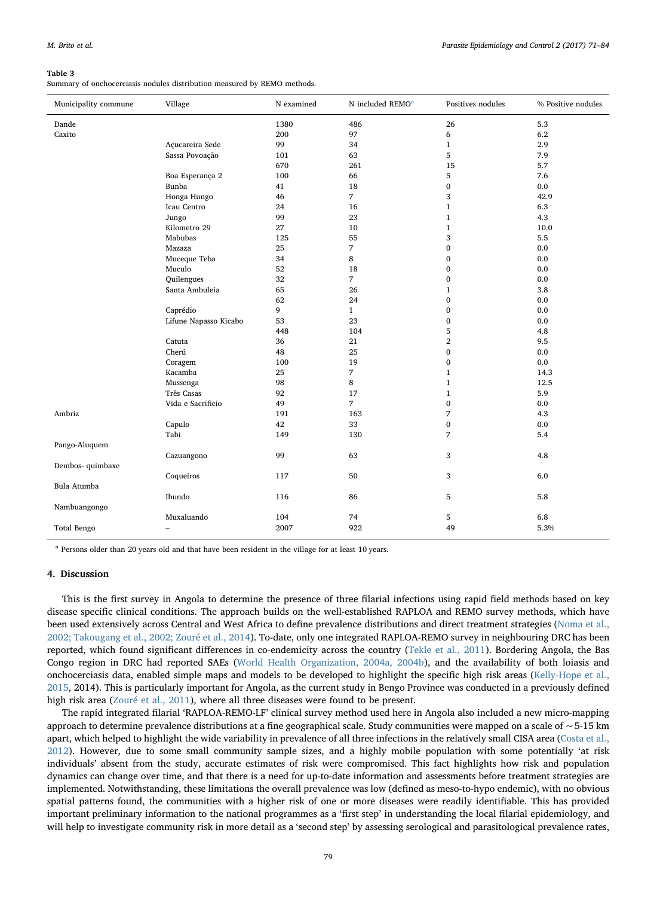**Table 3**
Summary of onchocerciasis nodules distribution measured by REMO methods.

| Municipality commune | Village | N examined | N included REMO[a] | Positives nodules | % Positive nodules |
|---|---|---|---|---|---|
| Dande | | 1380 | 486 | 26 | 5.3 |
| Caxito | | 200 | 97 | 6 | 6.2 |
| | Açucareira Sede | 99 | 34 | 1 | 2.9 |
| | Sassa Povoação | 101 | 63 | 5 | 7.9 |
| | | 670 | 261 | 15 | 5.7 |
| | Boa Esperança 2 | 100 | 66 | 5 | 7.6 |
| | Bunba | 41 | 18 | 0 | 0.0 |
| | Honga Hungo | 46 | 7 | 3 | 42.9 |
| | Icau Centro | 24 | 16 | 1 | 6.3 |
| | Jungo | 99 | 23 | 1 | 4.3 |
| | Kilometro 29 | 27 | 10 | 1 | 10.0 |
| | Mabubas | 125 | 55 | 3 | 5.5 |
| | Mazaza | 25 | 7 | 0 | 0.0 |
| | Muceque Teba | 34 | 8 | 0 | 0.0 |
| | Muculo | 52 | 18 | 0 | 0.0 |
| | Quilengues | 32 | 7 | 0 | 0.0 |
| | Santa Ambuleia | 65 | 26 | 1 | 3.8 |
| | | 62 | 24 | 0 | 0.0 |
| | Caprédio | 9 | 1 | 0 | 0.0 |
| | Lifune Napasso Kicabo | 53 | 23 | 0 | 0.0 |
| | | 448 | 104 | 5 | 4.8 |
| | Catuta | 36 | 21 | 2 | 9.5 |
| | Cherú | 48 | 25 | 0 | 0.0 |
| | Coragem | 100 | 19 | 0 | 0.0 |
| | Kacamba | 25 | 7 | 1 | 14.3 |
| | Mussenga | 98 | 8 | 1 | 12.5 |
| | Três Casas | 92 | 17 | 1 | 5.9 |
| | Vida e Sacrificio | 49 | 7 | 0 | 0.0 |
| Ambriz | | 191 | 163 | 7 | 4.3 |
| | Capulo | 42 | 33 | 0 | 0.0 |
| | Tabi | 149 | 130 | 7 | 5.4 |
| Pango-Aluquem | | | | | |
| | Cazuangono | 99 | 63 | 3 | 4.8 |
| Dembos- quimbaxe | | | | | |
| | Coqueiros | 117 | 50 | 3 | 6.0 |
| Bula Atumba | | | | | |
| | Ibundo | 116 | 86 | 5 | 5.8 |
| Nambuangongo | | | | | |
| | Muxaluando | 104 | 74 | 5 | 6.8 |
| Total Bengo | – | 2007 | 922 | 49 | 5.3% |

[a] Persons older than 20 years old and that have been resident in the village for at least 10 years.

## 4. Discussion

This is the first survey in Angola to determine the presence of three filarial infections using rapid field methods based on key disease specific clinical conditions. The approach builds on the well-established RAPLOA and REMO survey methods, which have been used extensively across Central and West Africa to define prevalence distributions and direct treatment strategies (Noma et al., 2002; Takougang et al., 2002; Zouré et al., 2014). To-date, only one integrated RAPLOA-REMO survey in neighbouring DRC has been reported, which found significant differences in co-endemicity across the country (Tekle et al., 2011). Bordering Angola, the Bas Congo region in DRC had reported SAEs (World Health Organization, 2004a, 2004b), and the availability of both loiasis and onchocerciasis data, enabled simple maps and models to be developed to highlight the specific high risk areas (Kelly-Hope et al., 2015, 2014). This is particularly important for Angola, as the current study in Bengo Province was conducted in a previously defined high risk area (Zouré et al., 2011), where all three diseases were found to be present.

The rapid integrated filarial 'RAPLOA-REMO-LF' clinical survey method used here in Angola also included a new micro-mapping approach to determine prevalence distributions at a fine geographical scale. Study communities were mapped on a scale of ~5-15 km apart, which helped to highlight the wide variability in prevalence of all three infections in the relatively small CISA area (Costa et al., 2012). However, due to some small community sample sizes, and a highly mobile population with some potentially 'at risk individuals' absent from the study, accurate estimates of risk were compromised. This fact highlights how risk and population dynamics can change over time, and that there is a need for up-to-date information and assessments before treatment strategies are implemented. Notwithstanding, these limitations the overall prevalence was low (defined as meso-to-hypo endemic), with no obvious spatial patterns found, the communities with a higher risk of one or more diseases were readily identifiable. This has provided important preliminary information to the national programmes as a 'first step' in understanding the local filarial epidemiology, and will help to investigate community risk in more detail as a 'second step' by assessing serological and parasitological prevalence rates,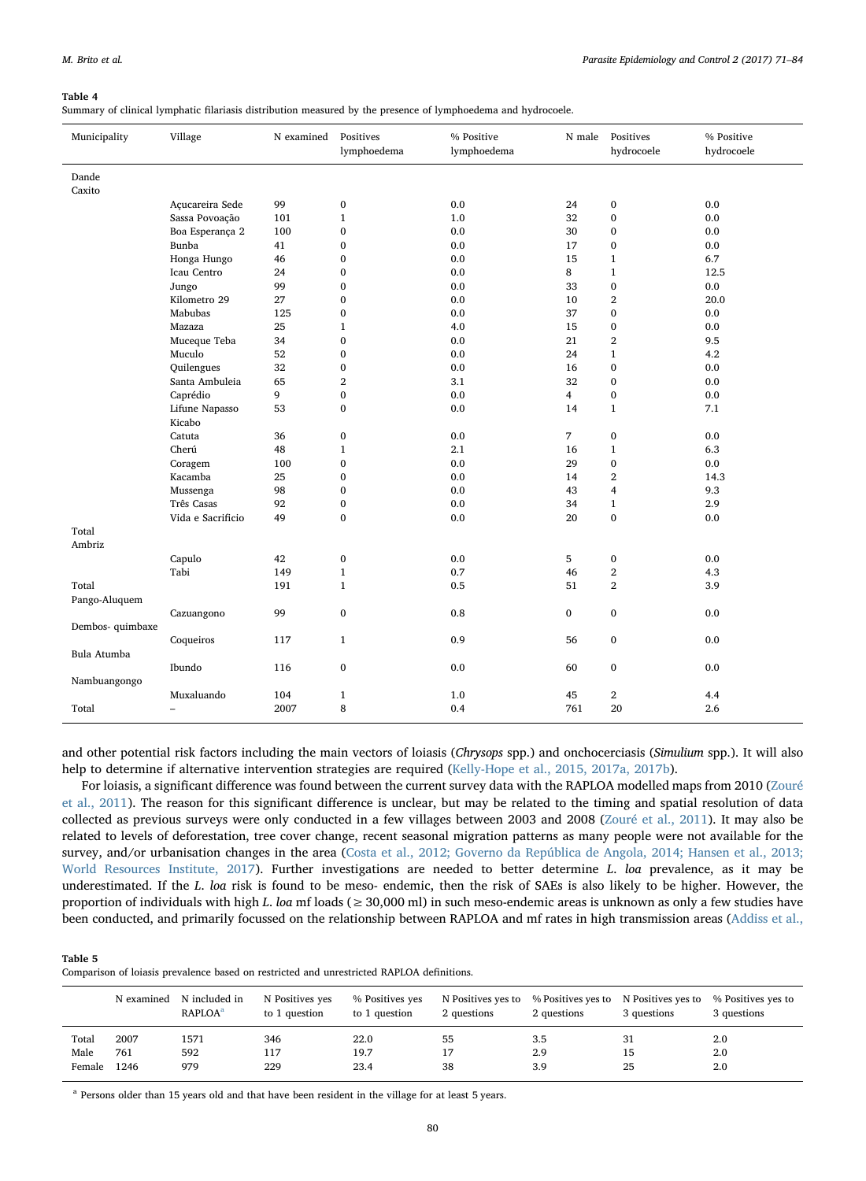**Table 4**
Summary of clinical lymphatic filariasis distribution measured by the presence of lymphoedema and hydrocoele.

| Municipality | Village | N examined | Positives lymphoedema | % Positive lymphoedema | N male | Positives hydrocoele | % Positive hydrocoele |
|---|---|---|---|---|---|---|---|
| Dande | | | | | | | |
| Caxito | | | | | | | |
| | Açucareira Sede | 99 | 0 | 0.0 | 24 | 0 | 0.0 |
| | Sassa Povoação | 101 | 1 | 1.0 | 32 | 0 | 0.0 |
| | Boa Esperança 2 | 100 | 0 | 0.0 | 30 | 0 | 0.0 |
| | Bunba | 41 | 0 | 0.0 | 17 | 0 | 0.0 |
| | Honga Hungo | 46 | 0 | 0.0 | 15 | 1 | 6.7 |
| | Icau Centro | 24 | 0 | 0.0 | 8 | 1 | 12.5 |
| | Jungo | 99 | 0 | 0.0 | 33 | 0 | 0.0 |
| | Kilometro 29 | 27 | 0 | 0.0 | 10 | 2 | 20.0 |
| | Mabubas | 125 | 0 | 0.0 | 37 | 0 | 0.0 |
| | Mazaza | 25 | 1 | 4.0 | 15 | 0 | 0.0 |
| | Muceque Teba | 34 | 0 | 0.0 | 21 | 2 | 9.5 |
| | Muculo | 52 | 0 | 0.0 | 24 | 1 | 4.2 |
| | Quilengues | 32 | 0 | 0.0 | 16 | 0 | 0.0 |
| | Santa Ambuleia | 65 | 2 | 3.1 | 32 | 0 | 0.0 |
| | Caprédio | 9 | 0 | 0.0 | 4 | 0 | 0.0 |
| | Lifune Napasso | 53 | 0 | 0.0 | 14 | 1 | 7.1 |
| | Kicabo | | | | | | |
| | Catuta | 36 | 0 | 0.0 | 7 | 0 | 0.0 |
| | Cherú | 48 | 1 | 2.1 | 16 | 1 | 6.3 |
| | Coragem | 100 | 0 | 0.0 | 29 | 0 | 0.0 |
| | Kacamba | 25 | 0 | 0.0 | 14 | 2 | 14.3 |
| | Mussenga | 98 | 0 | 0.0 | 43 | 4 | 9.3 |
| | Três Casas | 92 | 0 | 0.0 | 34 | 1 | 2.9 |
| | Vida e Sacrificio | 49 | 0 | 0.0 | 20 | 0 | 0.0 |
| Total | | | | | | | |
| Ambriz | | | | | | | |
| | Capulo | 42 | 0 | 0.0 | 5 | 0 | 0.0 |
| | Tabi | 149 | 1 | 0.7 | 46 | 2 | 4.3 |
| Total | | 191 | 1 | 0.5 | 51 | 2 | 3.9 |
| Pango-Aluquem | | | | | | | |
| | Cazuangono | 99 | 0 | 0.8 | 0 | 0 | 0.0 |
| Dembos- quimbaxe | | | | | | | |
| | Coqueiros | 117 | 1 | 0.9 | 56 | 0 | 0.0 |
| Bula Atumba | | | | | | | |
| | Ibundo | 116 | 0 | 0.0 | 60 | 0 | 0.0 |
| Nambuangongo | | | | | | | |
| | Muxaluando | 104 | 1 | 1.0 | 45 | 2 | 4.4 |
| Total | – | 2007 | 8 | 0.4 | 761 | 20 | 2.6 |

and other potential risk factors including the main vectors of loiasis (*Chrysops* spp.) and onchocerciasis (*Simulium* spp.). It will also help to determine if alternative intervention strategies are required (Kelly-Hope et al., 2015, 2017a, 2017b).

For loiasis, a significant difference was found between the current survey data with the RAPLOA modelled maps from 2010 (Zouré et al., 2011). The reason for this significant difference is unclear, but may be related to the timing and spatial resolution of data collected as previous surveys were only conducted in a few villages between 2003 and 2008 (Zouré et al., 2011). It may also be related to levels of deforestation, tree cover change, recent seasonal migration patterns as many people were not available for the survey, and/or urbanisation changes in the area (Costa et al., 2012; Governo da República de Angola, 2014; Hansen et al., 2013; World Resources Institute, 2017). Further investigations are needed to better determine *L. loa* prevalence, as it may be underestimated. If the *L. loa* risk is found to be meso- endemic, then the risk of SAEs is also likely to be higher. However, the proportion of individuals with high *L. loa* mf loads (≥ 30,000 ml) in such meso-endemic areas is unknown as only a few studies have been conducted, and primarily focussed on the relationship between RAPLOA and mf rates in high transmission areas (Addiss et al.,

**Table 5**
Comparison of loiasis prevalence based on restricted and unrestricted RAPLOA definitions.

| | N examined | N included in RAPLOA[a] | N Positives yes to 1 question | % Positives yes to 1 question | N Positives yes to 2 questions | % Positives yes to 2 questions | N Positives yes to 3 questions | % Positives yes to 3 questions |
|---|---|---|---|---|---|---|---|---|
| Total | 2007 | 1571 | 346 | 22.0 | 55 | 3.5 | 31 | 2.0 |
| Male | 761 | 592 | 117 | 19.7 | 17 | 2.9 | 15 | 2.0 |
| Female | 1246 | 979 | 229 | 23.4 | 38 | 3.9 | 25 | 2.0 |

[a] Persons older than 15 years old and that have been resident in the village for at least 5 years.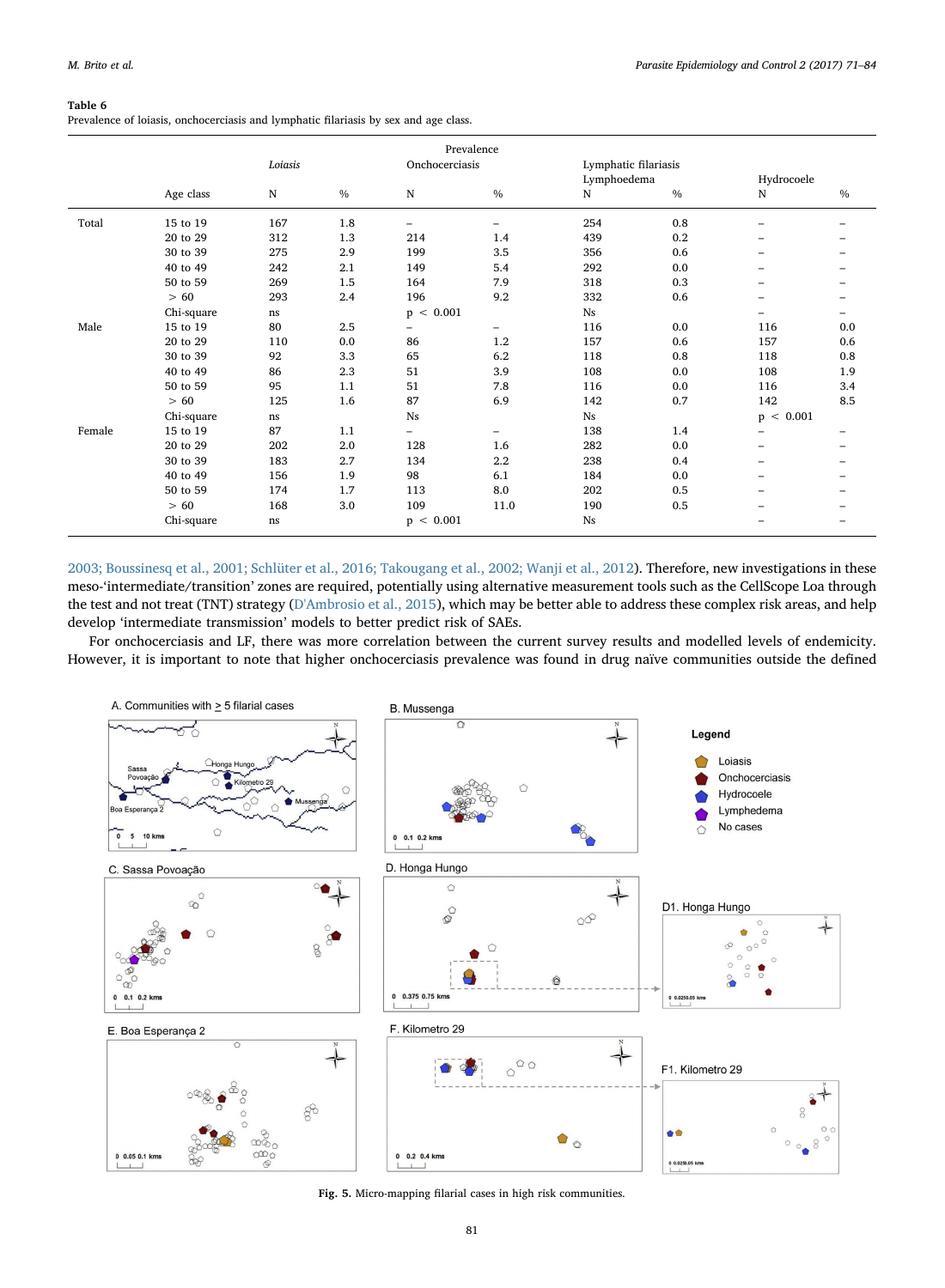**Table 6**
Prevalence of loiasis, onchocerciasis and lymphatic filariasis by sex and age class.

| | | Prevalence | | | | | | | |
|---|---|---|---|---|---|---|---|---|---|
| | | *Loiasis* | | Onchocerciasis | | Lymphatic filariasis | | | |
| | | | | | | Lymphoedema | | Hydrocoele | |
| | Age class | N | % | N | % | N | % | N | % |
| Total | 15 to 19 | 167 | 1.8 | – | – | 254 | 0.8 | – | – |
| | 20 to 29 | 312 | 1.3 | 214 | 1.4 | 439 | 0.2 | – | – |
| | 30 to 39 | 275 | 2.9 | 199 | 3.5 | 356 | 0.6 | – | – |
| | 40 to 49 | 242 | 2.1 | 149 | 5.4 | 292 | 0.0 | – | – |
| | 50 to 59 | 269 | 1.5 | 164 | 7.9 | 318 | 0.3 | – | – |
| | > 60 | 293 | 2.4 | 196 | 9.2 | 332 | 0.6 | – | – |
| | Chi-square | ns | | $p < 0.001$ | | Ns | | – | – |
| Male | 15 to 19 | 80 | 2.5 | – | – | 116 | 0.0 | 116 | 0.0 |
| | 20 to 29 | 110 | 0.0 | 86 | 1.2 | 157 | 0.6 | 157 | 0.6 |
| | 30 to 39 | 92 | 3.3 | 65 | 6.2 | 118 | 0.8 | 118 | 0.8 |
| | 40 to 49 | 86 | 2.3 | 51 | 3.9 | 108 | 0.0 | 108 | 1.9 |
| | 50 to 59 | 95 | 1.1 | 51 | 7.8 | 116 | 0.0 | 116 | 3.4 |
| | > 60 | 125 | 1.6 | 87 | 6.9 | 142 | 0.7 | 142 | 8.5 |
| | Chi-square | ns | | Ns | | Ns | | $p < 0.001$ | |
| Female | 15 to 19 | 87 | 1.1 | – | – | 138 | 1.4 | – | – |
| | 20 to 29 | 202 | 2.0 | 128 | 1.6 | 282 | 0.0 | – | – |
| | 30 to 39 | 183 | 2.7 | 134 | 2.2 | 238 | 0.4 | – | – |
| | 40 to 49 | 156 | 1.9 | 98 | 6.1 | 184 | 0.0 | – | – |
| | 50 to 59 | 174 | 1.7 | 113 | 8.0 | 202 | 0.5 | – | – |
| | > 60 | 168 | 3.0 | 109 | 11.0 | 190 | 0.5 | – | – |
| | Chi-square | ns | | $p < 0.001$ | | Ns | | – | – |

2003; Boussinesq et al., 2001; Schlüter et al., 2016; Takougang et al., 2002; Wanji et al., 2012). Therefore, new investigations in these meso-'intermediate/transition' zones are required, potentially using alternative measurement tools such as the CellScope Loa through the test and not treat (TNT) strategy (D'Ambrosio et al., 2015), which may be better able to address these complex risk areas, and help develop 'intermediate transmission' models to better predict risk of SAEs.

For onchocerciasis and LF, there was more correlation between the current survey results and modelled levels of endemicity. However, it is important to note that higher onchocerciasis prevalence was found in drug naïve communities outside the defined

Fig. 5. Micro-mapping filarial cases in high risk communities.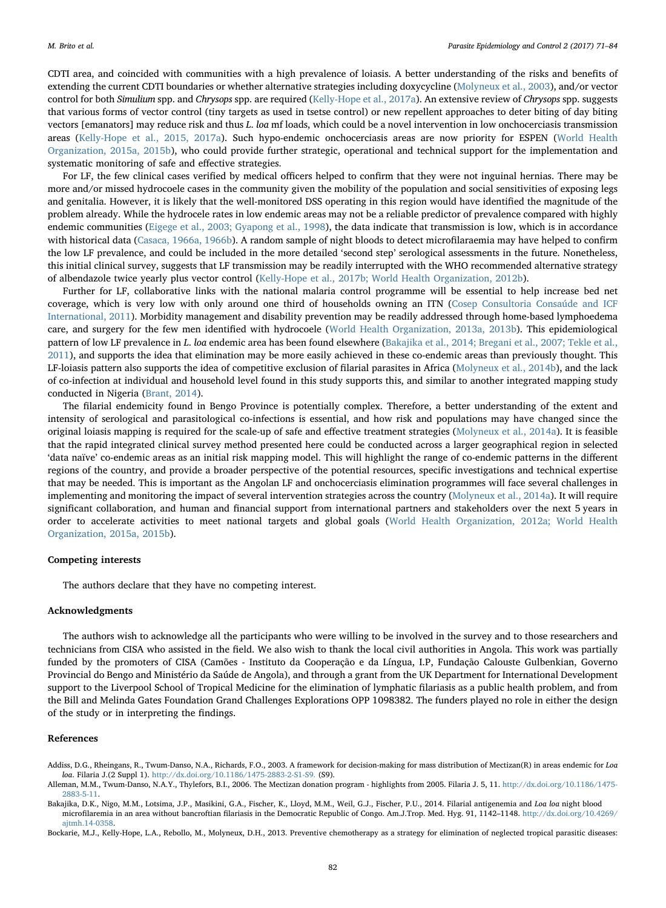CDTI area, and coincided with communities with a high prevalence of loiasis. A better understanding of the risks and benefits of extending the current CDTI boundaries or whether alternative strategies including doxycycline (Molyneux et al., 2003), and/or vector control for both *Simulium* spp. and *Chrysops* spp. are required (Kelly-Hope et al., 2017a). An extensive review of *Chrysops* spp. suggests that various forms of vector control (tiny targets as used in tsetse control) or new repellent approaches to deter biting of day biting vectors [emanators] may reduce risk and thus *L. loa* mf loads, which could be a novel intervention in low onchocerciasis transmission areas (Kelly-Hope et al., 2015, 2017a). Such hypo-endemic onchocerciasis areas are now priority for ESPEN (World Health Organization, 2015a, 2015b), who could provide further strategic, operational and technical support for the implementation and systematic monitoring of safe and effective strategies.

For LF, the few clinical cases verified by medical officers helped to confirm that they were not inguinal hernias. There may be more and/or missed hydrocoele cases in the community given the mobility of the population and social sensitivities of exposing legs and genitalia. However, it is likely that the well-monitored DSS operating in this region would have identified the magnitude of the problem already. While the hydrocele rates in low endemic areas may not be a reliable predictor of prevalence compared with highly endemic communities (Eigege et al., 2003; Gyapong et al., 1998), the data indicate that transmission is low, which is in accordance with historical data (Casaca, 1966a, 1966b). A random sample of night bloods to detect microfilaraemia may have helped to confirm the low LF prevalence, and could be included in the more detailed 'second step' serological assessments in the future. Nonetheless, this initial clinical survey, suggests that LF transmission may be readily interrupted with the WHO recommended alternative strategy of albendazole twice yearly plus vector control (Kelly-Hope et al., 2017b; World Health Organization, 2012b).

Further for LF, collaborative links with the national malaria control programme will be essential to help increase bed net coverage, which is very low with only around one third of households owning an ITN (Cosep Consultoria Consaúde and ICF International, 2011). Morbidity management and disability prevention may be readily addressed through home-based lymphoedema care, and surgery for the few men identified with hydrocoele (World Health Organization, 2013a, 2013b). This epidemiological pattern of low LF prevalence in *L. loa* endemic area has been found elsewhere (Bakajika et al., 2014; Bregani et al., 2007; Tekle et al., 2011), and supports the idea that elimination may be more easily achieved in these co-endemic areas than previously thought. This LF-loiasis pattern also supports the idea of competitive exclusion of filarial parasites in Africa (Molyneux et al., 2014b), and the lack of co-infection at individual and household level found in this study supports this, and similar to another integrated mapping study conducted in Nigeria (Brant, 2014).

The filarial endemicity found in Bengo Province is potentially complex. Therefore, a better understanding of the extent and intensity of serological and parasitological co-infections is essential, and how risk and populations may have changed since the original loiasis mapping is required for the scale-up of safe and effective treatment strategies (Molyneux et al., 2014a). It is feasible that the rapid integrated clinical survey method presented here could be conducted across a larger geographical region in selected 'data naïve' co-endemic areas as an initial risk mapping model. This will highlight the range of co-endemic patterns in the different regions of the country, and provide a broader perspective of the potential resources, specific investigations and technical expertise that may be needed. This is important as the Angolan LF and onchocerciasis elimination programmes will face several challenges in implementing and monitoring the impact of several intervention strategies across the country (Molyneux et al., 2014a). It will require significant collaboration, and human and financial support from international partners and stakeholders over the next 5 years in order to accelerate activities to meet national targets and global goals (World Health Organization, 2012a; World Health Organization, 2015a, 2015b).

## Competing interests

The authors declare that they have no competing interest.

## Acknowledgments

The authors wish to acknowledge all the participants who were willing to be involved in the survey and to those researchers and technicians from CISA who assisted in the field. We also wish to thank the local civil authorities in Angola. This work was partially funded by the promoters of CISA (Camões - Instituto da Cooperação e da Língua, I.P, Fundação Calouste Gulbenkian, Governo Provincial do Bengo and Ministério da Saúde de Angola), and through a grant from the UK Department for International Development support to the Liverpool School of Tropical Medicine for the elimination of lymphatic filariasis as a public health problem, and from the Bill and Melinda Gates Foundation Grand Challenges Explorations OPP 1098382. The funders played no role in either the design of the study or in interpreting the findings.

## References

Addiss, D.G., Rheingans, R., Twum-Danso, N.A., Richards, F.O., 2003. A framework for decision-making for mass distribution of Mectizan(R) in areas endemic for *Loa loa*. Filaria J.(2 Suppl 1). http://dx.doi.org/10.1186/1475-2883-2-S1-S9. (S9).

Alleman, M.M., Twum-Danso, N.A.Y., Thylefors, B.I., 2006. The Mectizan donation program - highlights from 2005. Filaria J. 5, 11. http://dx.doi.org/10.1186/1475-2883-5-11.

Bakajika, D.K., Nigo, M.M., Lotsima, J.P., Masikini, G.A., Fischer, K., Lloyd, M.M., Weil, G.J., Fischer, P.U., 2014. Filarial antigenemia and *Loa loa* night blood microfilaremia in an area without bancroftian filariasis in the Democratic Republic of Congo. Am.J.Trop. Med. Hyg. 91, 1142–1148. http://dx.doi.org/10.4269/ajtmh.14-0358.

Bockarie, M.J., Kelly-Hope, L.A., Rebollo, M., Molyneux, D.H., 2013. Preventive chemotherapy as a strategy for elimination of neglected tropical parasitic diseases: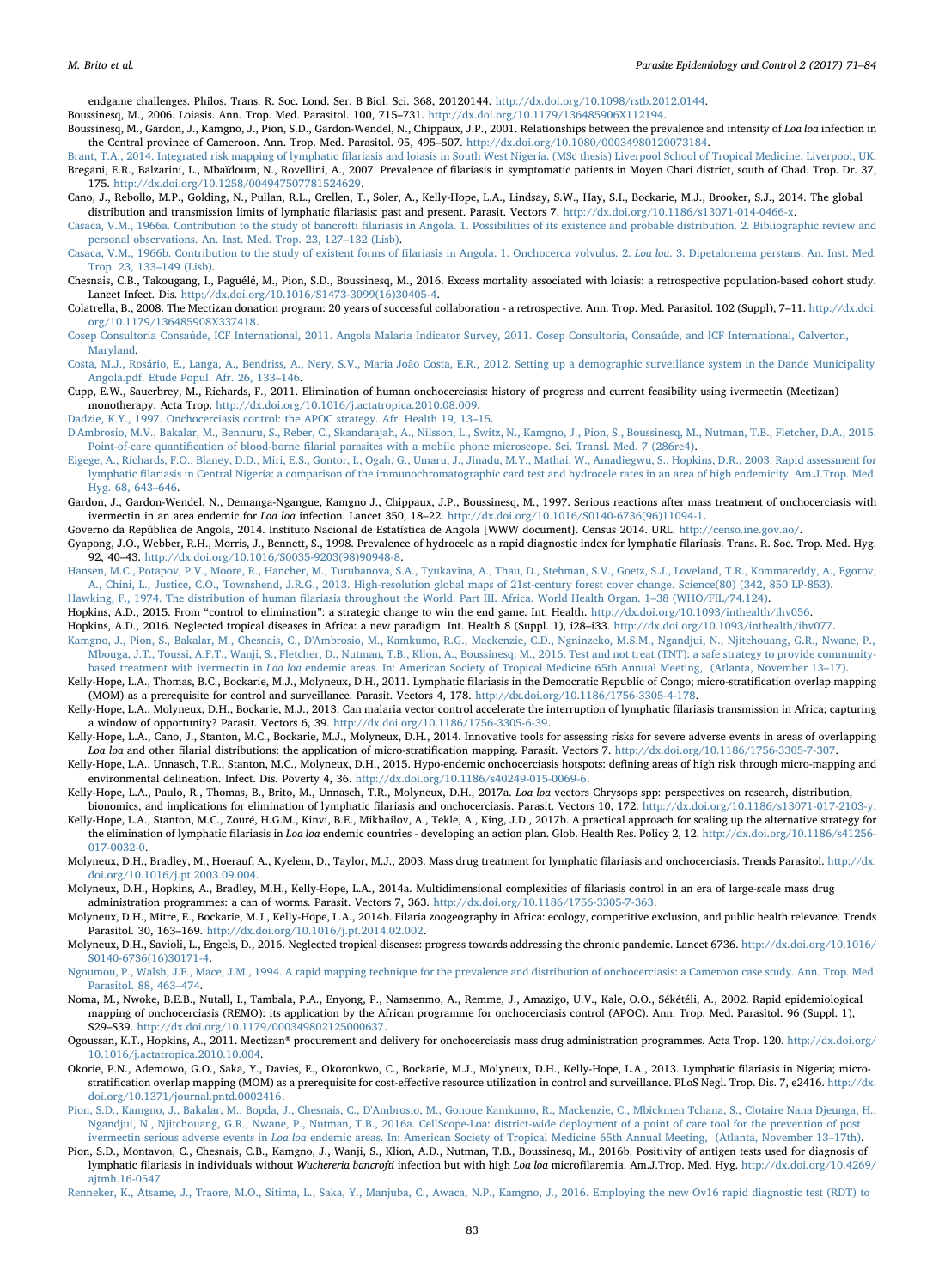endgame challenges. Philos. Trans. R. Soc. Lond. Ser. B Biol. Sci. 368, 20120144. http://dx.doi.org/10.1098/rstb.2012.0144.

Boussinesq, M., 2006. Loiasis. Ann. Trop. Med. Parasitol. 100, 715–731. http://dx.doi.org/10.1179/136485906X112194.

Boussinesq, M., Gardon, J., Kamgno, J., Pion, S.D., Gardon-Wendel, N., Chippaux, J.P., 2001. Relationships between the prevalence and intensity of *Loa loa* infection in the Central province of Cameroon. Ann. Trop. Med. Parasitol. 95, 495–507. http://dx.doi.org/10.1080/00034980120073184.

Brant, T.A., 2014. Integrated risk mapping of lymphatic filariasis and loiasis in South West Nigeria. (MSc thesis) Liverpool School of Tropical Medicine, Liverpool, UK.

Bregani, E.R., Balzarini, L., Mbaïdoum, N., Rovellini, A., 2007. Prevalence of filariasis in symptomatic patients in Moyen Chari district, south of Chad. Trop. Dr. 37, 175. http://dx.doi.org/10.1258/004947507781524629.

Cano, J., Rebollo, M.P., Golding, N., Pullan, R.L., Crellen, T., Soler, A., Kelly-Hope, L.A., Lindsay, S.W., Hay, S.I., Bockarie, M.J., Brooker, S.J., 2014. The global distribution and transmission limits of lymphatic filariasis: past and present. Parasit. Vectors 7. http://dx.doi.org/10.1186/s13071-014-0466-x.

Casaca, V.M., 1966a. Contribution to the study of bancrofti filariasis in Angola. 1. Possibilities of its existence and probable distribution. 2. Bibliographic review and personal observations. An. Inst. Med. Trop. 23, 127–132 (Lisb).

Casaca, V.M., 1966b. Contribution to the study of existent forms of filariasis in Angola. 1. Onchocerca volvulus. 2. *Loa loa*. 3. Dipetalonema perstans. An. Inst. Med. Trop. 23, 133–149 (Lisb).

Chesnais, C.B., Takougang, I., Paguélé, M., Pion, S.D., Boussinesq, M., 2016. Excess mortality associated with loiasis: a retrospective population-based cohort study. Lancet Infect. Dis. http://dx.doi.org/10.1016/S1473-3099(16)30405-4.

Colatrella, B., 2008. The Mectizan donation program: 20 years of successful collaboration - a retrospective. Ann. Trop. Med. Parasitol. 102 (Suppl), 7–11. http://dx.doi.org/10.1179/136485908X337418.

Cosep Consultoria Consaúde, ICF International, 2011. Angola Malaria Indicator Survey, 2011. Cosep Consultoria, Consaúde, and ICF International, Calverton, Maryland.

Costa, M.J., Rosário, E., Langa, A., Bendriss, A., Nery, S.V., Maria João Costa, E.R., 2012. Setting up a demographic surveillance system in the Dande Municipality Angola.pdf. Etude Popul. Afr. 26, 133–146.

Cupp, E.W., Sauerbrey, M., Richards, F., 2011. Elimination of human onchocerciasis: history of progress and current feasibility using ivermectin (Mectizan) monotherapy. Acta Trop. http://dx.doi.org/10.1016/j.actatropica.2010.08.009.

Dadzie, K.Y., 1997. Onchocerciasis control: the APOC strategy. Afr. Health 19, 13–15.

D'Ambrosio, M.V., Bakalar, M., Bennuru, S., Reber, C., Skandarajah, A., Nilsson, L., Switz, N., Kamgno, J., Pion, S., Boussinesq, M., Nutman, T.B., Fletcher, D.A., 2015. Point-of-care quantification of blood-borne filarial parasites with a mobile phone microscope. Sci. Transl. Med. 7 (286re4).

Eigege, A., Richards, F.O., Blaney, D.D., Miri, E.S., Gontor, I., Ogah, G., Umaru, J., Jinadu, M.Y., Mathai, W., Amadiegwu, S., Hopkins, D.R., 2003. Rapid assessment for lymphatic filariasis in Central Nigeria: a comparison of the immunochromatographic card test and hydrocele rates in an area of high endemicity. Am.J.Trop. Med. Hyg. 68, 643–646.

Gardon, J., Gardon-Wendel, N., Demanga-Ngangue, Kamgno J., Chippaux, J.P., Boussinesq, M., 1997. Serious reactions after mass treatment of onchocerciasis with ivermectin in an area endemic for *Loa loa* infection. Lancet 350, 18–22. http://dx.doi.org/10.1016/S0140-6736(96)11094-1.

Governo da República de Angola, 2014. Instituto Nacional de Estatística de Angola [WWW document]. Census 2014. URL. http://censo.ine.gov.ao/.

Gyapong, J.O., Webber, R.H., Morris, J., Bennett, S., 1998. Prevalence of hydrocele as a rapid diagnostic index for lymphatic filariasis. Trans. R. Soc. Trop. Med. Hyg. 92, 40–43. http://dx.doi.org/10.1016/S0035-9203(98)90948-8.

Hansen, M.C., Potapov, P.V., Moore, R., Hancher, M., Turubanova, S.A., Tyukavina, A., Thau, D., Stehman, S.V., Goetz, S.J., Loveland, T.R., Kommareddy, A., Egorov, A., Chini, L., Justice, C.O., Townshend, J.R.G., 2013. High-resolution global maps of 21st-century forest cover change. Science(80) (342, 850 LP-853).

Hawking, F., 1974. The distribution of human filariasis throughout the World. Part III. Africa. World Health Organ. 1–38 (WHO/FIL/74.124).

Hopkins, A.D., 2015. From "control to elimination": a strategic change to win the end game. Int. Health. http://dx.doi.org/10.1093/inthealth/ihv056.

Hopkins, A.D., 2016. Neglected tropical diseases in Africa: a new paradigm. Int. Health 8 (Suppl. 1), i28–i33. http://dx.doi.org/10.1093/inthealth/ihv077.

Kamgno, J., Pion, S., Bakalar, M., Chesnais, C., D'Ambrosio, M., Kamkumo, R.G., Mackenzie, C.D., Ngninzeko, M.S.M., Ngandjui, N., Njitchouang, G.R., Nwane, P., Mbouga, J.T., Toussi, A.F.T., Wanji, S., Fletcher, D., Nutman, T.B., Klion, A., Boussinesq, M., 2016. Test and not treat (TNT): a safe strategy to provide community-based treatment with ivermectin in *Loa loa* endemic areas. In: American Society of Tropical Medicine 65th Annual Meeting, (Atlanta, November 13–17).

Kelly-Hope, L.A., Thomas, B.C., Bockarie, M.J., Molyneux, D.H., 2011. Lymphatic filariasis in the Democratic Republic of Congo; micro-stratification overlap mapping (MOM) as a prerequisite for control and surveillance. Parasit. Vectors 4, 178. http://dx.doi.org/10.1186/1756-3305-4-178.

Kelly-Hope, L.A., Molyneux, D.H., Bockarie, M.J., 2013. Can malaria vector control accelerate the interruption of lymphatic filariasis transmission in Africa; capturing a window of opportunity? Parasit. Vectors 6, 39. http://dx.doi.org/10.1186/1756-3305-6-39.

Kelly-Hope, L.A., Cano, J., Stanton, M.C., Bockarie, M.J., Molyneux, D.H., 2014. Innovative tools for assessing risks for severe adverse events in areas of overlapping *Loa loa* and other filarial distributions: the application of micro-stratification mapping. Parasit. Vectors 7. http://dx.doi.org/10.1186/1756-3305-7-307.

Kelly-Hope, L.A., Unnasch, T.R., Stanton, M.C., Molyneux, D.H., 2015. Hypo-endemic onchocerciasis hotspots: defining areas of high risk through micro-mapping and environmental delineation. Infect. Dis. Poverty 4, 36. http://dx.doi.org/10.1186/s40249-015-0069-6.

Kelly-Hope, L.A., Paulo, R., Thomas, B., Brito, M., Unnasch, T.R., Molyneux, D.H., 2017a. *Loa loa* vectors Chrysops spp: perspectives on research, distribution, bionomics, and implications for elimination of lymphatic filariasis and onchocerciasis. Parasit. Vectors 10, 172. http://dx.doi.org/10.1186/s13071-017-2103-y.

Kelly-Hope, L.A., Stanton, M.C., Zouré, H.G.M., Kinvi, B.E., Mikhailov, A., Tekle, A., King, J.D., 2017b. A practical approach for scaling up the alternative strategy for the elimination of lymphatic filariasis in *Loa loa* endemic countries - developing an action plan. Glob. Health Res. Policy 2, 12. http://dx.doi.org/10.1186/s41256-017-0032-0.

Molyneux, D.H., Bradley, M., Hoerauf, A., Kyelem, D., Taylor, M.J., 2003. Mass drug treatment for lymphatic filariasis and onchocerciasis. Trends Parasitol. http://dx.doi.org/10.1016/j.pt.2003.09.004.

Molyneux, D.H., Hopkins, A., Bradley, M.H., Kelly-Hope, L.A., 2014a. Multidimensional complexities of filariasis control in an era of large-scale mass drug administration programmes: a can of worms. Parasit. Vectors 7, 363. http://dx.doi.org/10.1186/1756-3305-7-363.

Molyneux, D.H., Mitre, E., Bockarie, M.J., Kelly-Hope, L.A., 2014b. Filaria zoogeography in Africa: ecology, competitive exclusion, and public health relevance. Trends Parasitol. 30, 163–169. http://dx.doi.org/10.1016/j.pt.2014.02.002.

Molyneux, D.H., Savioli, L., Engels, D., 2016. Neglected tropical diseases: progress towards addressing the chronic pandemic. Lancet 6736. http://dx.doi.org/10.1016/S0140-6736(16)30171-4.

Ngoumou, P., Walsh, J.F., Mace, J.M., 1994. A rapid mapping technique for the prevalence and distribution of onchocerciasis: a Cameroon case study. Ann. Trop. Med. Parasitol. 88, 463–474.

Noma, M., Nwoke, B.E.B., Nutall, I., Tambala, P.A., Enyong, P., Namsenmo, A., Remme, J., Amazigo, U.V., Kale, O.O., Sékétéli, A., 2002. Rapid epidemiological mapping of onchocerciasis (REMO): its application by the African programme for onchocerciasis control (APOC). Ann. Trop. Med. Parasitol. 96 (Suppl. 1), S29–S39. http://dx.doi.org/10.1179/000349802125000637.

Ogoussan, K.T., Hopkins, A., 2011. Mectizan® procurement and delivery for onchocerciasis mass drug administration programmes. Acta Trop. 120. http://dx.doi.org/10.1016/j.actatropica.2010.10.004.

Okorie, P.N., Ademowo, G.O., Saka, Y., Davies, E., Okoronkwo, C., Bockarie, M.J., Molyneux, D.H., Kelly-Hope, L.A., 2013. Lymphatic filariasis in Nigeria; micro-stratification overlap mapping (MOM) as a prerequisite for cost-effective resource utilization in control and surveillance. PLoS Negl. Trop. Dis. 7, e2416. http://dx.doi.org/10.1371/journal.pntd.0002416.

Pion, S.D., Kamgno, J., Bakalar, M., Bopda, J., Chesnais, C., D'Ambrosio, M., Gonoue Kamkumo, R., Mackenzie, C., Mbickmen Tchana, S., Clotaire Nana Djeunga, H., Ngandjui, N., Njitchouang, G.R., Nwane, P., Nutman, T.B., 2016a. CellScope-Loa: district-wide deployment of a point of care tool for the prevention of post ivermectin serious adverse events in *Loa loa* endemic areas. In: American Society of Tropical Medicine 65th Annual Meeting, (Atlanta, November 13–17th).

Pion, S.D., Montavon, C., Chesnais, C.B., Kamgno, J., Wanji, S., Klion, A.D., Nutman, T.B., Boussinesq, M., 2016b. Positivity of antigen tests used for diagnosis of lymphatic filariasis in individuals without *Wuchereria bancrofti* infection but with high *Loa loa* microfilaremia. Am.J.Trop. Med. Hyg. http://dx.doi.org/10.4269/ajtmh.16-0547.

Renneker, K., Atsame, J., Traore, M.O., Sitima, L., Saka, Y., Manjuba, C., Awaca, N.P., Kamgno, J., 2016. Employing the new Ov16 rapid diagnostic test (RDT) to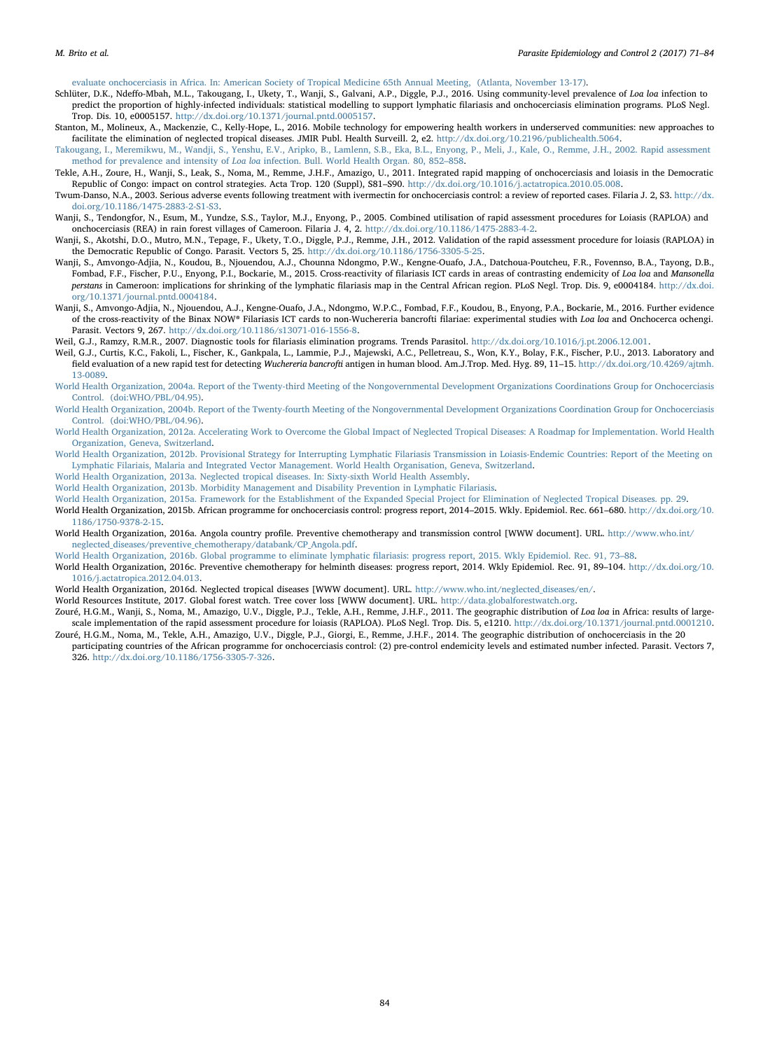evaluate onchocerciasis in Africa. In: American Society of Tropical Medicine 65th Annual Meeting, (Atlanta, November 13-17).

Schlüter, D.K., Ndeffo-Mbah, M.L., Takougang, I., Ukety, T., Wanji, S., Galvani, A.P., Diggle, P.J., 2016. Using community-level prevalence of *Loa loa* infection to predict the proportion of highly-infected individuals: statistical modelling to support lymphatic filariasis and onchocerciasis elimination programs. PLoS Negl. Trop. Dis. 10, e0005157. http://dx.doi.org/10.1371/journal.pntd.0005157.

Stanton, M., Molineux, A., Mackenzie, C., Kelly-Hope, L., 2016. Mobile technology for empowering health workers in underserved communities: new approaches to facilitate the elimination of neglected tropical diseases. JMIR Publ. Health Surveill. 2, e2. http://dx.doi.org/10.2196/publichealth.5064.

Takougang, I., Meremikwu, M., Wandji, S., Yenshu, E.V., Aripko, B., Lamlenn, S.B., Eka, B.L., Enyong, P., Meli, J., Kale, O., Remme, J.H., 2002. Rapid assessment method for prevalence and intensity of *Loa loa* infection. Bull. World Health Organ. 80, 852–858.

Tekle, A.H., Zoure, H., Wanji, S., Leak, S., Noma, M., Remme, J.H.F., Amazigo, U., 2011. Integrated rapid mapping of onchocerciasis and loiasis in the Democratic Republic of Congo: impact on control strategies. Acta Trop. 120 (Suppl), S81–S90. http://dx.doi.org/10.1016/j.actatropica.2010.05.008.

Twum-Danso, N.A., 2003. Serious adverse events following treatment with ivermectin for onchocerciasis control: a review of reported cases. Filaria J. 2, S3. http://dx.doi.org/10.1186/1475-2883-2-S1-S3.

Wanji, S., Tendongfor, N., Esum, M., Yundze, S.S., Taylor, M.J., Enyong, P., 2005. Combined utilisation of rapid assessment procedures for Loiasis (RAPLOA) and onchocerciasis (REA) in rain forest villages of Cameroon. Filaria J. 4, 2. http://dx.doi.org/10.1186/1475-2883-4-2.

Wanji, S., Akotshi, D.O., Mutro, M.N., Tepage, F., Ukety, T.O., Diggle, P.J., Remme, J.H., 2012. Validation of the rapid assessment procedure for loiasis (RAPLOA) in the Democratic Republic of Congo. Parasit. Vectors 5, 25. http://dx.doi.org/10.1186/1756-3305-5-25.

Wanji, S., Amvongo-Adjia, N., Koudou, B., Njouendou, A.J., Chounna Ndongmo, P.W., Kengne-Ouafo, J.A., Datchoua-Poutcheu, F.R., Fovennso, B.A., Tayong, D.B., Fombad, F.F., Fischer, P.U., Enyong, P.I., Bockarie, M., 2015. Cross-reactivity of filariasis ICT cards in areas of contrasting endemicity of *Loa loa* and *Mansonella perstans* in Cameroon: implications for shrinking of the lymphatic filariasis map in the Central African region. PLoS Negl. Trop. Dis. 9, e0004184. http://dx.doi.org/10.1371/journal.pntd.0004184.

Wanji, S., Amvongo-Adjia, N., Njouendou, A.J., Kengne-Ouafo, J.A., Ndongmo, W.P.C., Fombad, F.F., Koudou, B., Enyong, P.A., Bockarie, M., 2016. Further evidence of the cross-reactivity of the Binax NOW® Filariasis ICT cards to non-Wuchereria bancrofti filariae: experimental studies with *Loa loa* and Onchocerca ochengi. Parasit. Vectors 9, 267. http://dx.doi.org/10.1186/s13071-016-1556-8.

Weil, G.J., Ramzy, R.M.R., 2007. Diagnostic tools for filariasis elimination programs. Trends Parasitol. http://dx.doi.org/10.1016/j.pt.2006.12.001.

Weil, G.J., Curtis, K.C., Fakoli, L., Fischer, K., Gankpala, L., Lammie, P.J., Majewski, A.C., Pelletreau, S., Won, K.Y., Bolay, F.K., Fischer, P.U., 2013. Laboratory and field evaluation of a new rapid test for detecting *Wuchereria bancrofti* antigen in human blood. Am.J.Trop. Med. Hyg. 89, 11–15. http://dx.doi.org/10.4269/ajtmh.13-0089.

World Health Organization, 2004a. Report of the Twenty-third Meeting of the Nongovernmental Development Organizations Coordinations Group for Onchocerciasis Control. (doi:WHO/PBL/04.95).

World Health Organization, 2004b. Report of the Twenty-fourth Meeting of the Nongovernmental Development Organizations Coordination Group for Onchocerciasis Control. (doi:WHO/PBL/04.96).

World Health Organization, 2012a. Accelerating Work to Overcome the Global Impact of Neglected Tropical Diseases: A Roadmap for Implementation. World Health Organization, Geneva, Switzerland.

World Health Organization, 2012b. Provisional Strategy for Interrupting Lymphatic Filariasis Transmission in Loiasis-Endemic Countries: Report of the Meeting on Lymphatic Filariais, Malaria and Integrated Vector Management. World Health Organisation, Geneva, Switzerland.

World Health Organization, 2013a. Neglected tropical diseases. In: Sixty-sixth World Health Assembly.

World Health Organization, 2013b. Morbidity Management and Disability Prevention in Lymphatic Filariasis.

World Health Organization, 2015a. Framework for the Establishment of the Expanded Special Project for Elimination of Neglected Tropical Diseases. pp. 29.

World Health Organization, 2015b. African programme for onchocerciasis control: progress report, 2014–2015. Wkly. Epidemiol. Rec. 661–680. http://dx.doi.org/10.1186/1750-9378-2-15.

World Health Organization, 2016a. Angola country profile. Preventive chemotherapy and transmission control [WWW document]. URL. http://www.who.int/neglected_diseases/preventive_chemotherapy/databank/CP_Angola.pdf.

World Health Organization, 2016b. Global programme to eliminate lymphatic filariasis: progress report, 2015. Wkly Epidemiol. Rec. 91, 73–88.

World Health Organization, 2016c. Preventive chemotherapy for helminth diseases: progress report, 2014. Wkly Epidemiol. Rec. 91, 89–104. http://dx.doi.org/10.1016/j.actatropica.2012.04.013.

World Health Organization, 2016d. Neglected tropical diseases [WWW document]. URL. http://www.who.int/neglected_diseases/en/.

World Resources Institute, 2017. Global forest watch. Tree cover loss [WWW document]. URL. http://data.globalforestwatch.org.

Zouré, H.G.M., Wanji, S., Noma, M., Amazigo, U.V., Diggle, P.J., Tekle, A.H., Remme, J.H.F., 2011. The geographic distribution of *Loa loa* in Africa: results of large-scale implementation of the rapid assessment procedure for loiasis (RAPLOA). PLoS Negl. Trop. Dis. 5, e1210. http://dx.doi.org/10.1371/journal.pntd.0001210.

Zouré, H.G.M., Noma, M., Tekle, A.H., Amazigo, U.V., Diggle, P.J., Giorgi, E., Remme, J.H.F., 2014. The geographic distribution of onchocerciasis in the 20 participating countries of the African programme for onchocerciasis control: (2) pre-control endemicity levels and estimated number infected. Parasit. Vectors 7, 326. http://dx.doi.org/10.1186/1756-3305-7-326.